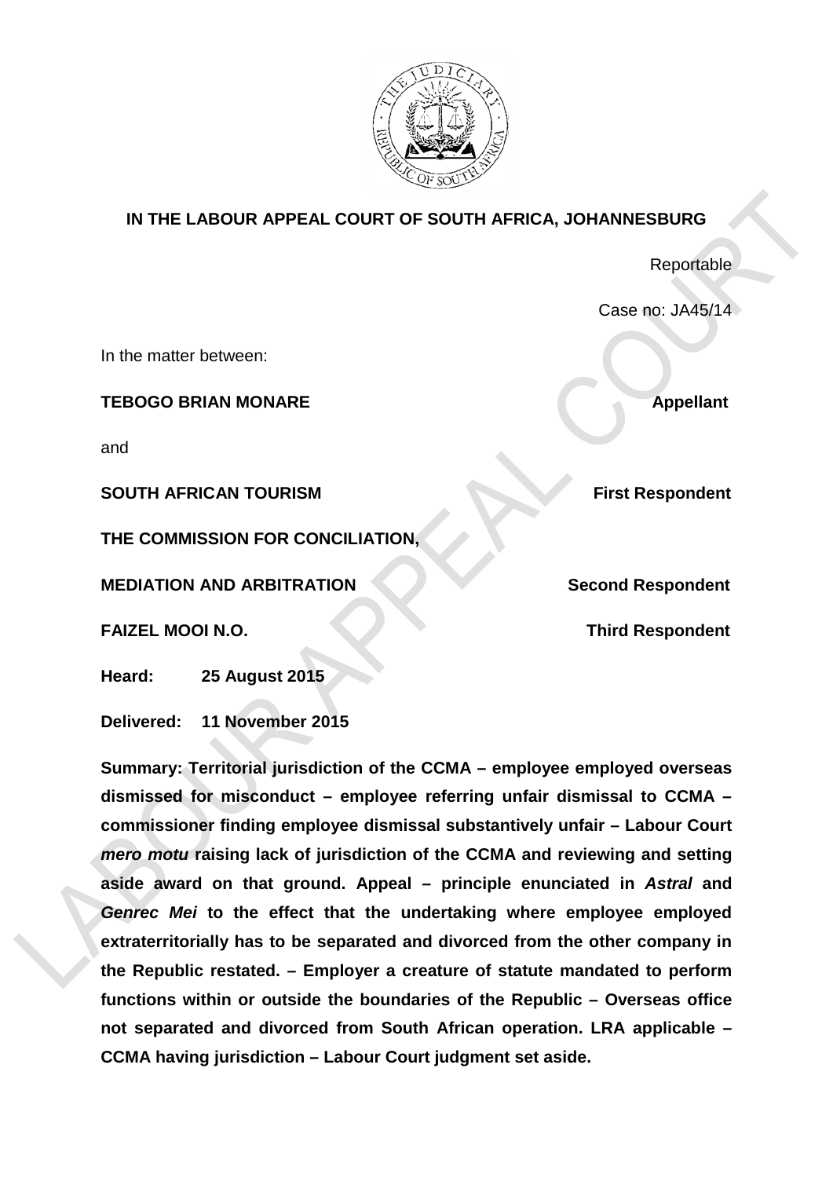**IN THE LABOUR APPEAL COURT OF SOUTH AFRICA, JOHANNESBURG**

Reportable

Case no: JA45/14

In the matter between:

**TEBOGO BRIAN MONARE** **Appellant**

and

**SOUTH AFRICAN TOURISM** **First Respondent**

**THE COMMISSION FOR CONCILIATION,**

**MEDIATION AND ARBITRATION** **Second Respondent**

**FAIZEL MOOI N.O.** **Third Respondent**

**Heard: 25 August 2015**

**Delivered: 11 November 2015**

**Summary: Territorial jurisdiction of the CCMA – employee employed overseas dismissed for misconduct – employee referring unfair dismissal to CCMA – commissioner finding employee dismissal substantively unfair – Labour Court *mero motu* raising lack of jurisdiction of the CCMA and reviewing and setting aside award on that ground. Appeal – principle enunciated in *Astral* and *Genrec Mei* to the effect that the undertaking where employee employed extraterritorially has to be separated and divorced from the other company in the Republic restated. – Employer a creature of statute mandated to perform functions within or outside the boundaries of the Republic – Overseas office not separated and divorced from South African operation. LRA applicable – CCMA having jurisdiction – Labour Court judgment set aside.**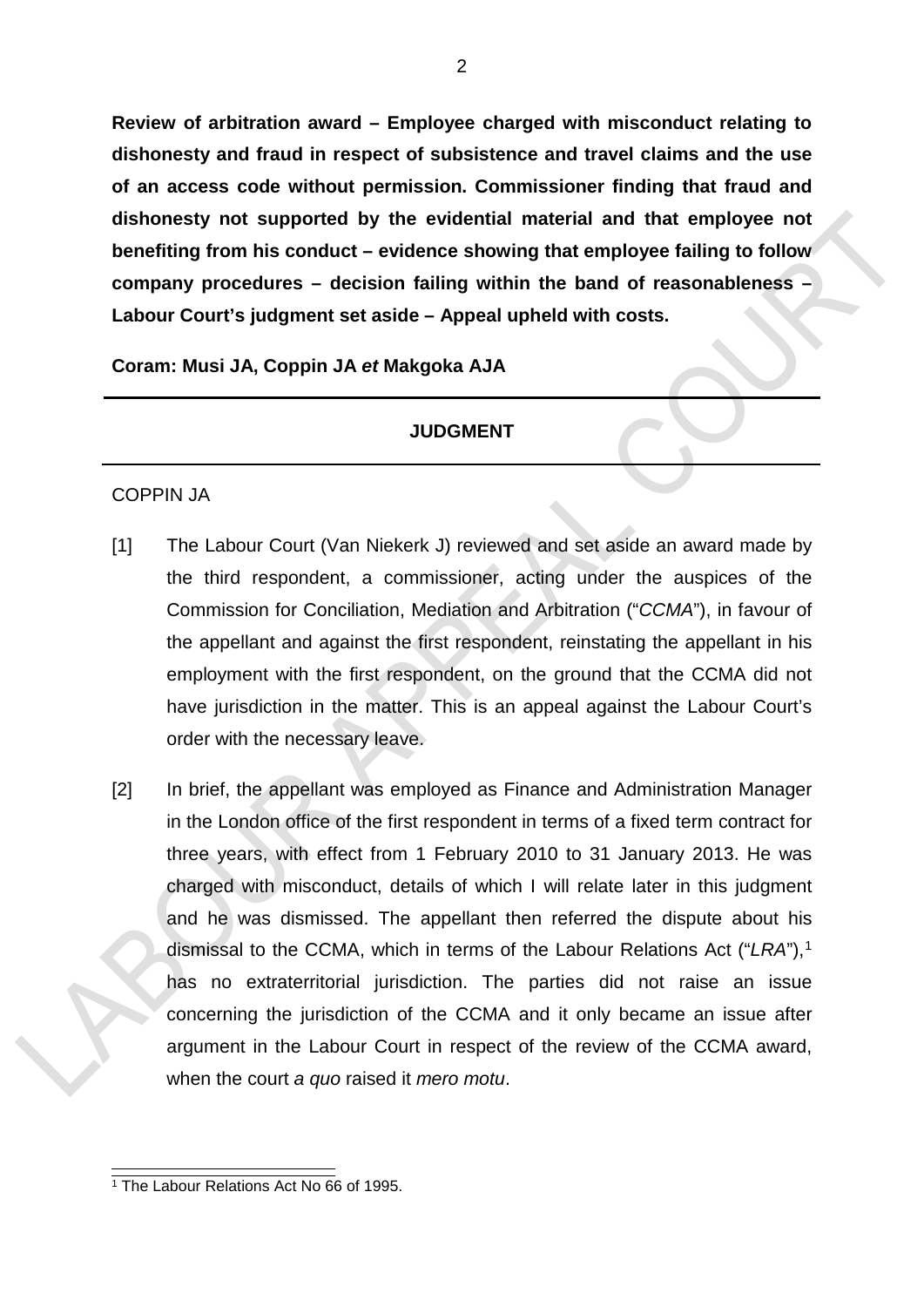**Review of arbitration award – Employee charged with misconduct relating to dishonesty and fraud in respect of subsistence and travel claims and the use of an access code without permission. Commissioner finding that fraud and dishonesty not supported by the evidential material and that employee not benefiting from his conduct – evidence showing that employee failing to follow company procedures – decision failing within the band of reasonableness – Labour Court's judgment set aside – Appeal upheld with costs.**

**Coram: Musi JA, Coppin JA *et* Makgoka AJA**

---

**JUDGMENT**

---

COPPIN JA

[1] The Labour Court (Van Niekerk J) reviewed and set aside an award made by the third respondent, a commissioner, acting under the auspices of the Commission for Conciliation, Mediation and Arbitration ("*CCMA*"), in favour of the appellant and against the first respondent, reinstating the appellant in his employment with the first respondent, on the ground that the CCMA did not have jurisdiction in the matter. This is an appeal against the Labour Court's order with the necessary leave.

[2] In brief, the appellant was employed as Finance and Administration Manager in the London office of the first respondent in terms of a fixed term contract for three years, with effect from 1 February 2010 to 31 January 2013. He was charged with misconduct, details of which I will relate later in this judgment and he was dismissed. The appellant then referred the dispute about his dismissal to the CCMA, which in terms of the Labour Relations Act ("*LRA*"),[1] has no extraterritorial jurisdiction. The parties did not raise an issue concerning the jurisdiction of the CCMA and it only became an issue after argument in the Labour Court in respect of the review of the CCMA award, when the court *a quo* raised it *mero motu*.

---

[1] The Labour Relations Act No 66 of 1995.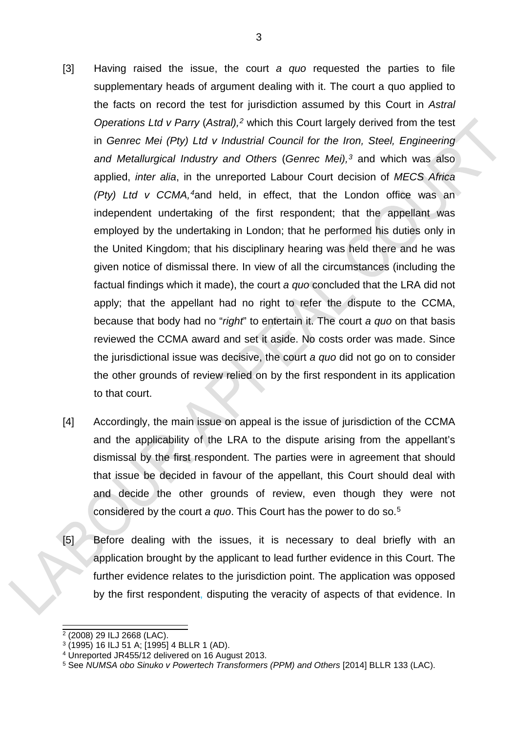[3] Having raised the issue, the court *a quo* requested the parties to file supplementary heads of argument dealing with it. The court a quo applied to the facts on record the test for jurisdiction assumed by this Court in *Astral Operations Ltd v Parry* (*Astral*),[2] which this Court largely derived from the test in *Genrec Mei (Pty) Ltd v Industrial Council for the Iron, Steel, Engineering and Metallurgical Industry and Others* (*Genrec Mei*),[3] and which was also applied, *inter alia*, in the unreported Labour Court decision of *MECS Africa (Pty) Ltd v CCMA*,[4]and held, in effect, that the London office was an independent undertaking of the first respondent; that the appellant was employed by the undertaking in London; that he performed his duties only in the United Kingdom; that his disciplinary hearing was held there and he was given notice of dismissal there. In view of all the circumstances (including the factual findings which it made), the court *a quo* concluded that the LRA did not apply; that the appellant had no right to refer the dispute to the CCMA, because that body had no "*right*" to entertain it. The court *a quo* on that basis reviewed the CCMA award and set it aside. No costs order was made. Since the jurisdictional issue was decisive, the court *a quo* did not go on to consider the other grounds of review relied on by the first respondent in its application to that court.

[4] Accordingly, the main issue on appeal is the issue of jurisdiction of the CCMA and the applicability of the LRA to the dispute arising from the appellant's dismissal by the first respondent. The parties were in agreement that should that issue be decided in favour of the appellant, this Court should deal with and decide the other grounds of review, even though they were not considered by the court *a quo*. This Court has the power to do so.[5]

[5] Before dealing with the issues, it is necessary to deal briefly with an application brought by the applicant to lead further evidence in this Court. The further evidence relates to the jurisdiction point. The application was opposed by the first respondent, disputing the veracity of aspects of that evidence. In

---

[2] (2008) 29 ILJ 2668 (LAC).

[3] (1995) 16 ILJ 51 A; [1995] 4 BLLR 1 (AD).

[4] Unreported JR455/12 delivered on 16 August 2013.

[5] See *NUMSA obo Sinuko v Powertech Transformers (PPM) and Others* [2014] BLLR 133 (LAC).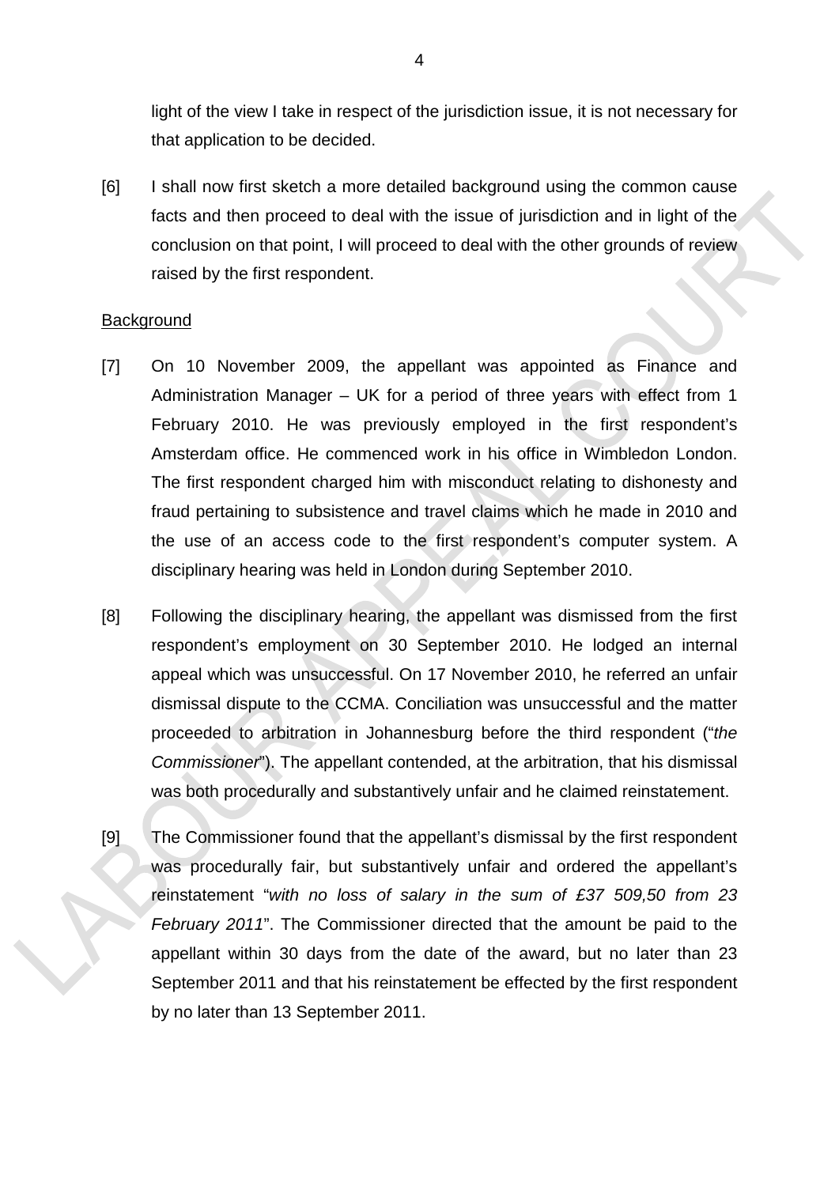light of the view I take in respect of the jurisdiction issue, it is not necessary for that application to be decided.

[6] I shall now first sketch a more detailed background using the common cause facts and then proceed to deal with the issue of jurisdiction and in light of the conclusion on that point, I will proceed to deal with the other grounds of review raised by the first respondent.

Background

[7] On 10 November 2009, the appellant was appointed as Finance and Administration Manager – UK for a period of three years with effect from 1 February 2010. He was previously employed in the first respondent's Amsterdam office. He commenced work in his office in Wimbledon London. The first respondent charged him with misconduct relating to dishonesty and fraud pertaining to subsistence and travel claims which he made in 2010 and the use of an access code to the first respondent's computer system. A disciplinary hearing was held in London during September 2010.

[8] Following the disciplinary hearing, the appellant was dismissed from the first respondent's employment on 30 September 2010. He lodged an internal appeal which was unsuccessful. On 17 November 2010, he referred an unfair dismissal dispute to the CCMA. Conciliation was unsuccessful and the matter proceeded to arbitration in Johannesburg before the third respondent ("*the Commissioner*"). The appellant contended, at the arbitration, that his dismissal was both procedurally and substantively unfair and he claimed reinstatement.

[9] The Commissioner found that the appellant's dismissal by the first respondent was procedurally fair, but substantively unfair and ordered the appellant's reinstatement "*with no loss of salary in the sum of £37 509,50 from 23 February 2011*". The Commissioner directed that the amount be paid to the appellant within 30 days from the date of the award, but no later than 23 September 2011 and that his reinstatement be effected by the first respondent by no later than 13 September 2011.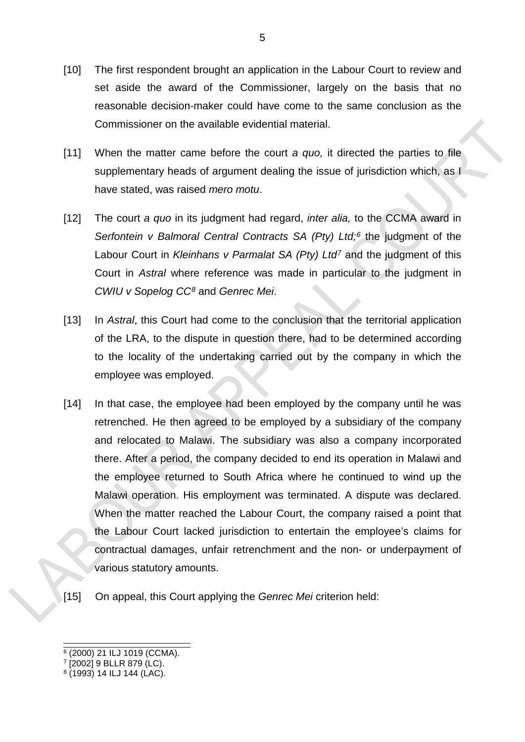[10] The first respondent brought an application in the Labour Court to review and set aside the award of the Commissioner, largely on the basis that no reasonable decision-maker could have come to the same conclusion as the Commissioner on the available evidential material.

[11] When the matter came before the court *a quo,* it directed the parties to file supplementary heads of argument dealing the issue of jurisdiction which, as I have stated, was raised *mero motu*.

[12] The court *a quo* in its judgment had regard, *inter alia,* to the CCMA award in *Serfontein v Balmoral Central Contracts SA (Pty) Ltd;*[6] the judgment of the Labour Court in *Kleinhans v Parmalat SA (Pty) Ltd*[7] and the judgment of this Court in *Astral* where reference was made in particular to the judgment in *CWIU v Sopelog CC*[8] and *Genrec Mei*.

[13] In *Astral*, this Court had come to the conclusion that the territorial application of the LRA, to the dispute in question there, had to be determined according to the locality of the undertaking carried out by the company in which the employee was employed.

[14] In that case, the employee had been employed by the company until he was retrenched. He then agreed to be employed by a subsidiary of the company and relocated to Malawi. The subsidiary was also a company incorporated there. After a period, the company decided to end its operation in Malawi and the employee returned to South Africa where he continued to wind up the Malawi operation. His employment was terminated. A dispute was declared. When the matter reached the Labour Court, the company raised a point that the Labour Court lacked jurisdiction to entertain the employee's claims for contractual damages, unfair retrenchment and the non- or underpayment of various statutory amounts.

[15] On appeal, this Court applying the *Genrec Mei* criterion held:

---

[6] (2000) 21 ILJ 1019 (CCMA).

[7] [2002] 9 BLLR 879 (LC).

[8] (1993) 14 ILJ 144 (LAC).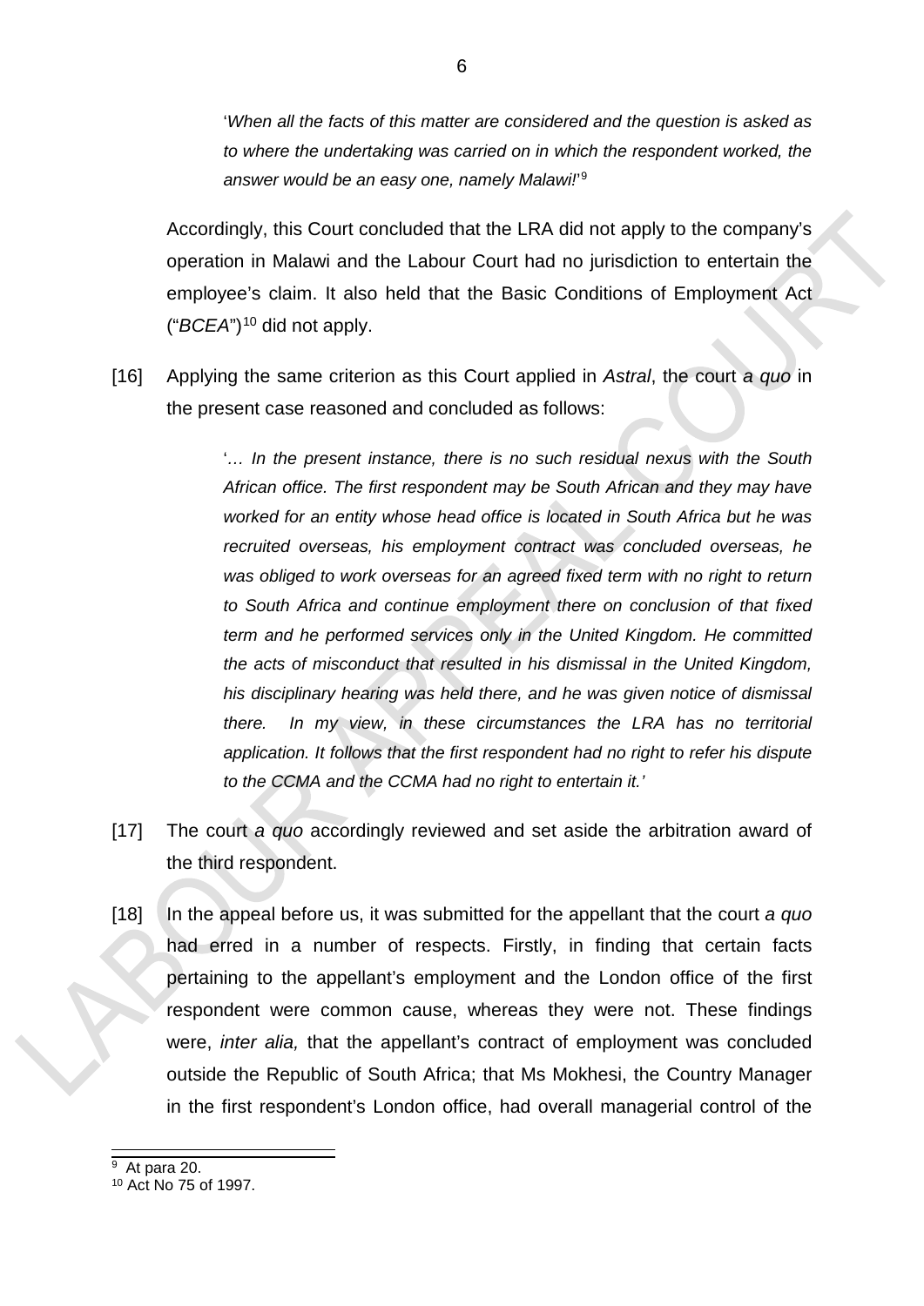> '*When all the facts of this matter are considered and the question is asked as to where the undertaking was carried on in which the respondent worked, the answer would be an easy one, namely Malawi!*'[9]

Accordingly, this Court concluded that the LRA did not apply to the company's operation in Malawi and the Labour Court had no jurisdiction to entertain the employee's claim. It also held that the Basic Conditions of Employment Act ("*BCEA*")[10] did not apply.

[16] Applying the same criterion as this Court applied in *Astral*, the court *a quo* in the present case reasoned and concluded as follows:

> '*… In the present instance, there is no such residual nexus with the South African office. The first respondent may be South African and they may have worked for an entity whose head office is located in South Africa but he was recruited overseas, his employment contract was concluded overseas, he was obliged to work overseas for an agreed fixed term with no right to return to South Africa and continue employment there on conclusion of that fixed term and he performed services only in the United Kingdom. He committed the acts of misconduct that resulted in his dismissal in the United Kingdom, his disciplinary hearing was held there, and he was given notice of dismissal there. In my view, in these circumstances the LRA has no territorial application. It follows that the first respondent had no right to refer his dispute to the CCMA and the CCMA had no right to entertain it.*'

[17] The court *a quo* accordingly reviewed and set aside the arbitration award of the third respondent.

[18] In the appeal before us, it was submitted for the appellant that the court *a quo* had erred in a number of respects. Firstly, in finding that certain facts pertaining to the appellant's employment and the London office of the first respondent were common cause, whereas they were not. These findings were, *inter alia,* that the appellant's contract of employment was concluded outside the Republic of South Africa; that Ms Mokhesi, the Country Manager in the first respondent's London office, had overall managerial control of the

---

[9] At para 20.

[10] Act No 75 of 1997.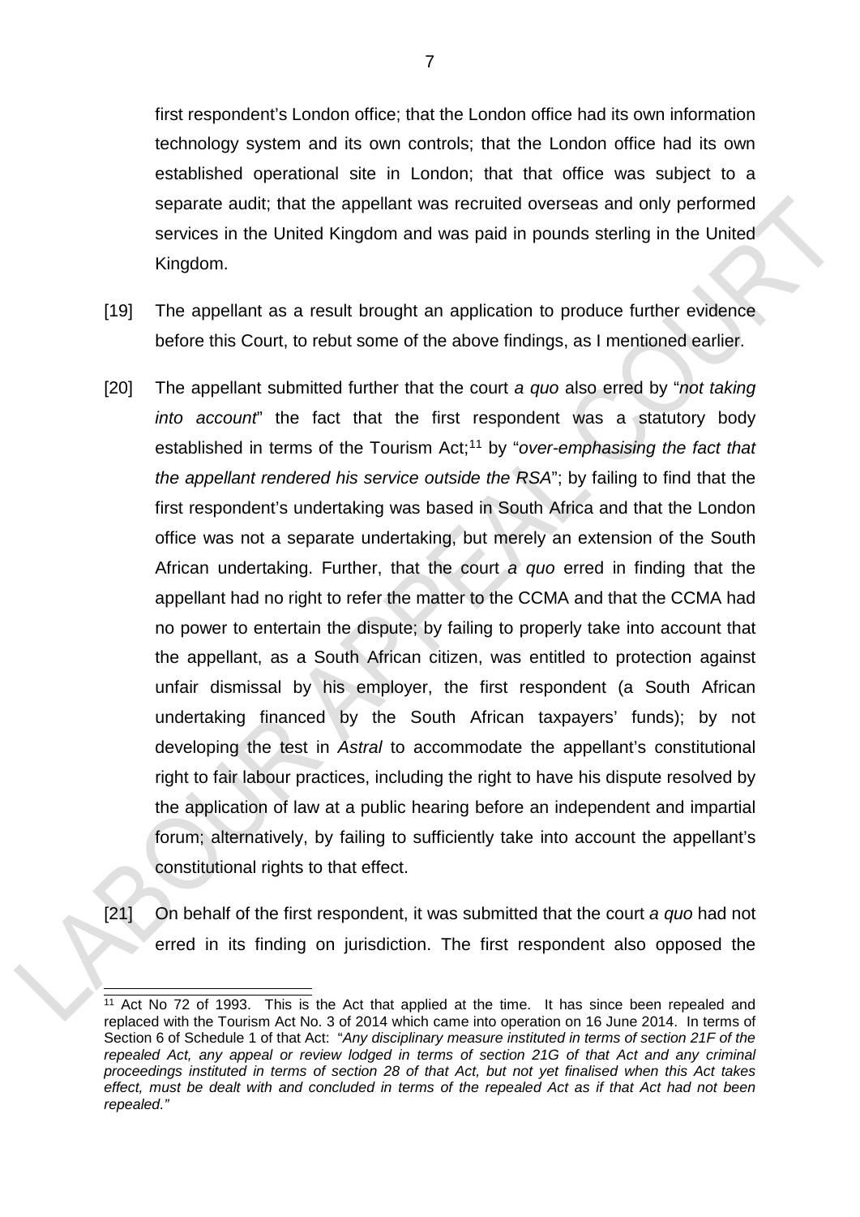first respondent's London office; that the London office had its own information technology system and its own controls; that the London office had its own established operational site in London; that that office was subject to a separate audit; that the appellant was recruited overseas and only performed services in the United Kingdom and was paid in pounds sterling in the United Kingdom.

[19] The appellant as a result brought an application to produce further evidence before this Court, to rebut some of the above findings, as I mentioned earlier.

[20] The appellant submitted further that the court *a quo* also erred by "*not taking into account*" the fact that the first respondent was a statutory body established in terms of the Tourism Act;[11] by "*over-emphasising the fact that the appellant rendered his service outside the RSA*"; by failing to find that the first respondent's undertaking was based in South Africa and that the London office was not a separate undertaking, but merely an extension of the South African undertaking. Further, that the court *a quo* erred in finding that the appellant had no right to refer the matter to the CCMA and that the CCMA had no power to entertain the dispute; by failing to properly take into account that the appellant, as a South African citizen, was entitled to protection against unfair dismissal by his employer, the first respondent (a South African undertaking financed by the South African taxpayers' funds); by not developing the test in *Astral* to accommodate the appellant's constitutional right to fair labour practices, including the right to have his dispute resolved by the application of law at a public hearing before an independent and impartial forum; alternatively, by failing to sufficiently take into account the appellant's constitutional rights to that effect.

[21] On behalf of the first respondent, it was submitted that the court *a quo* had not erred in its finding on jurisdiction. The first respondent also opposed the

---

[11] Act No 72 of 1993. This is the Act that applied at the time. It has since been repealed and replaced with the Tourism Act No. 3 of 2014 which came into operation on 16 June 2014. In terms of Section 6 of Schedule 1 of that Act: "*Any disciplinary measure instituted in terms of section 21F of the repealed Act, any appeal or review lodged in terms of section 21G of that Act and any criminal proceedings instituted in terms of section 28 of that Act, but not yet finalised when this Act takes effect, must be dealt with and concluded in terms of the repealed Act as if that Act had not been repealed.*"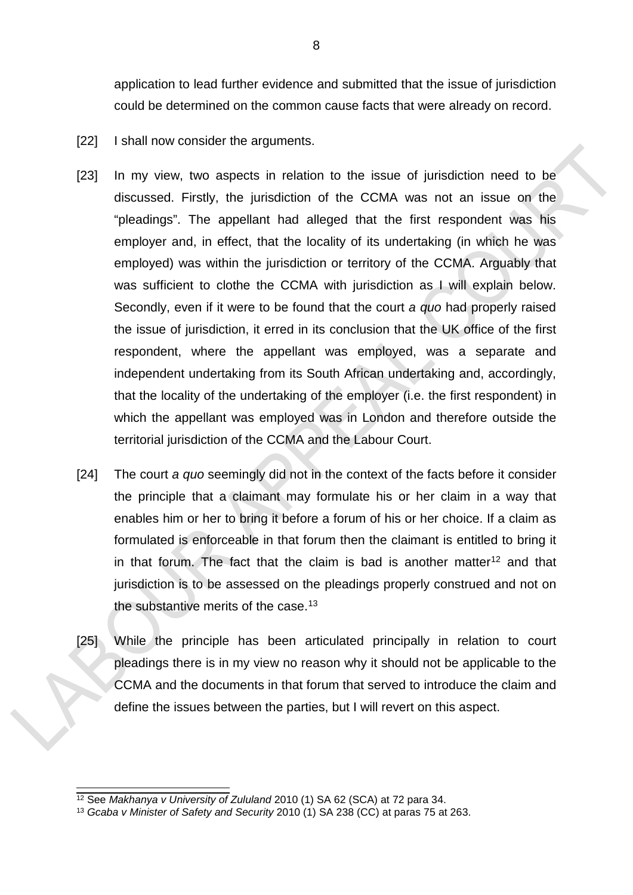application to lead further evidence and submitted that the issue of jurisdiction could be determined on the common cause facts that were already on record.

[22] I shall now consider the arguments.

[23] In my view, two aspects in relation to the issue of jurisdiction need to be discussed. Firstly, the jurisdiction of the CCMA was not an issue on the "pleadings". The appellant had alleged that the first respondent was his employer and, in effect, that the locality of its undertaking (in which he was employed) was within the jurisdiction or territory of the CCMA. Arguably that was sufficient to clothe the CCMA with jurisdiction as I will explain below. Secondly, even if it were to be found that the court *a quo* had properly raised the issue of jurisdiction, it erred in its conclusion that the UK office of the first respondent, where the appellant was employed, was a separate and independent undertaking from its South African undertaking and, accordingly, that the locality of the undertaking of the employer (i.e. the first respondent) in which the appellant was employed was in London and therefore outside the territorial jurisdiction of the CCMA and the Labour Court.

[24] The court *a quo* seemingly did not in the context of the facts before it consider the principle that a claimant may formulate his or her claim in a way that enables him or her to bring it before a forum of his or her choice. If a claim as formulated is enforceable in that forum then the claimant is entitled to bring it in that forum. The fact that the claim is bad is another matter[12] and that jurisdiction is to be assessed on the pleadings properly construed and not on the substantive merits of the case.[13]

[25] While the principle has been articulated principally in relation to court pleadings there is in my view no reason why it should not be applicable to the CCMA and the documents in that forum that served to introduce the claim and define the issues between the parties, but I will revert on this aspect.

---

[12] See *Makhanya v University of Zululand* 2010 (1) SA 62 (SCA) at 72 para 34.

[13] *Gcaba v Minister of Safety and Security* 2010 (1) SA 238 (CC) at paras 75 at 263.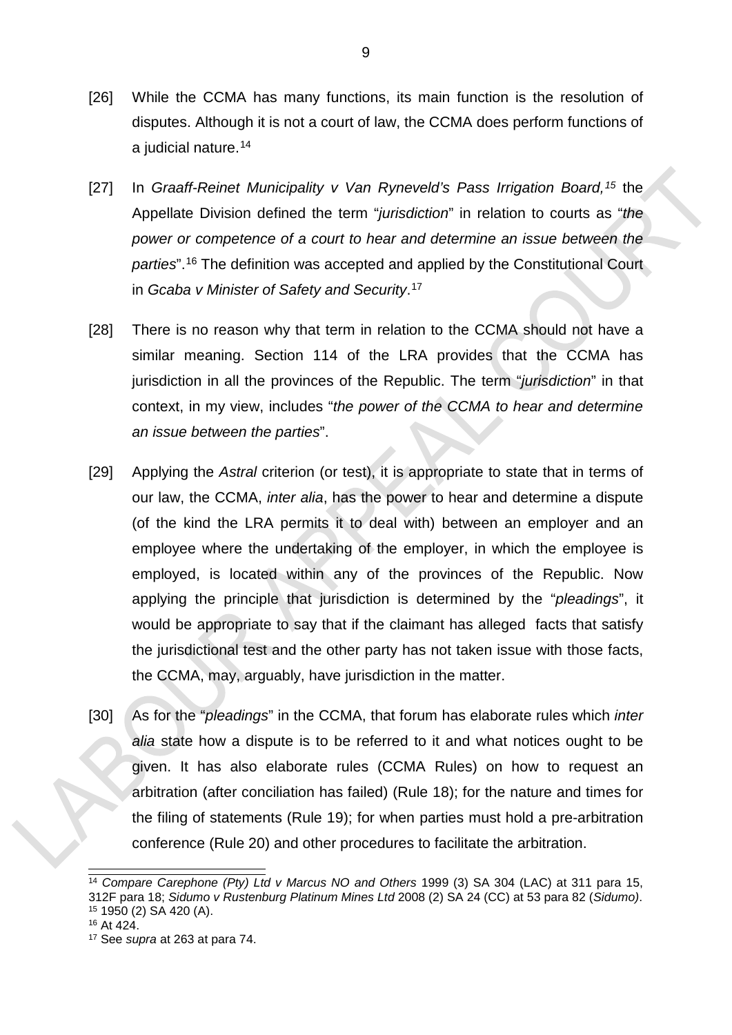[26] While the CCMA has many functions, its main function is the resolution of disputes. Although it is not a court of law, the CCMA does perform functions of a judicial nature.[14]

[27] In *Graaff-Reinet Municipality v Van Ryneveld's Pass Irrigation Board,*[15] the Appellate Division defined the term "*jurisdiction*" in relation to courts as "*the power or competence of a court to hear and determine an issue between the parties*".[16] The definition was accepted and applied by the Constitutional Court in *Gcaba v Minister of Safety and Security*.[17]

[28] There is no reason why that term in relation to the CCMA should not have a similar meaning. Section 114 of the LRA provides that the CCMA has jurisdiction in all the provinces of the Republic. The term "*jurisdiction*" in that context, in my view, includes "*the power of the CCMA to hear and determine an issue between the parties*".

[29] Applying the *Astral* criterion (or test), it is appropriate to state that in terms of our law, the CCMA, *inter alia*, has the power to hear and determine a dispute (of the kind the LRA permits it to deal with) between an employer and an employee where the undertaking of the employer, in which the employee is employed, is located within any of the provinces of the Republic. Now applying the principle that jurisdiction is determined by the "*pleadings*", it would be appropriate to say that if the claimant has alleged facts that satisfy the jurisdictional test and the other party has not taken issue with those facts, the CCMA, may, arguably, have jurisdiction in the matter.

[30] As for the "*pleadings*" in the CCMA, that forum has elaborate rules which *inter alia* state how a dispute is to be referred to it and what notices ought to be given. It has also elaborate rules (CCMA Rules) on how to request an arbitration (after conciliation has failed) (Rule 18); for the nature and times for the filing of statements (Rule 19); for when parties must hold a pre-arbitration conference (Rule 20) and other procedures to facilitate the arbitration.

---

[14] *Compare Carephone (Pty) Ltd v Marcus NO and Others* 1999 (3) SA 304 (LAC) at 311 para 15, 312F para 18; *Sidumo v Rustenburg Platinum Mines Ltd* 2008 (2) SA 24 (CC) at 53 para 82 (*Sidumo)*.

[15] 1950 (2) SA 420 (A).

[16] At 424.

[17] See *supra* at 263 at para 74.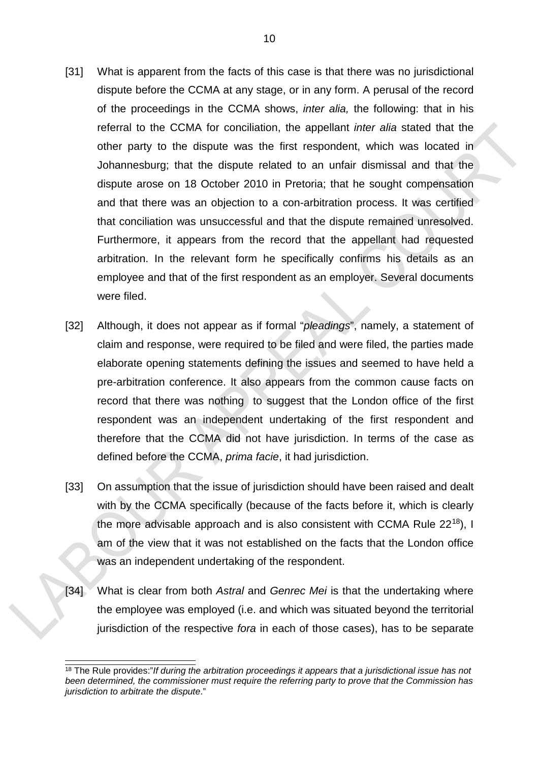[31] What is apparent from the facts of this case is that there was no jurisdictional dispute before the CCMA at any stage, or in any form. A perusal of the record of the proceedings in the CCMA shows, *inter alia,* the following: that in his referral to the CCMA for conciliation, the appellant *inter alia* stated that the other party to the dispute was the first respondent, which was located in Johannesburg; that the dispute related to an unfair dismissal and that the dispute arose on 18 October 2010 in Pretoria; that he sought compensation and that there was an objection to a con-arbitration process. It was certified that conciliation was unsuccessful and that the dispute remained unresolved. Furthermore, it appears from the record that the appellant had requested arbitration. In the relevant form he specifically confirms his details as an employee and that of the first respondent as an employer. Several documents were filed.

[32] Although, it does not appear as if formal "*pleadings*", namely, a statement of claim and response, were required to be filed and were filed, the parties made elaborate opening statements defining the issues and seemed to have held a pre-arbitration conference. It also appears from the common cause facts on record that there was nothing to suggest that the London office of the first respondent was an independent undertaking of the first respondent and therefore that the CCMA did not have jurisdiction. In terms of the case as defined before the CCMA, *prima facie*, it had jurisdiction.

[33] On assumption that the issue of jurisdiction should have been raised and dealt with by the CCMA specifically (because of the facts before it, which is clearly the more advisable approach and is also consistent with CCMA Rule 22[18]), I am of the view that it was not established on the facts that the London office was an independent undertaking of the respondent.

[34] What is clear from both *Astral* and *Genrec Mei* is that the undertaking where the employee was employed (i.e. and which was situated beyond the territorial jurisdiction of the respective *fora* in each of those cases), has to be separate

---

[18] The Rule provides:"*If during the arbitration proceedings it appears that a jurisdictional issue has not been determined, the commissioner must require the referring party to prove that the Commission has jurisdiction to arbitrate the dispute*."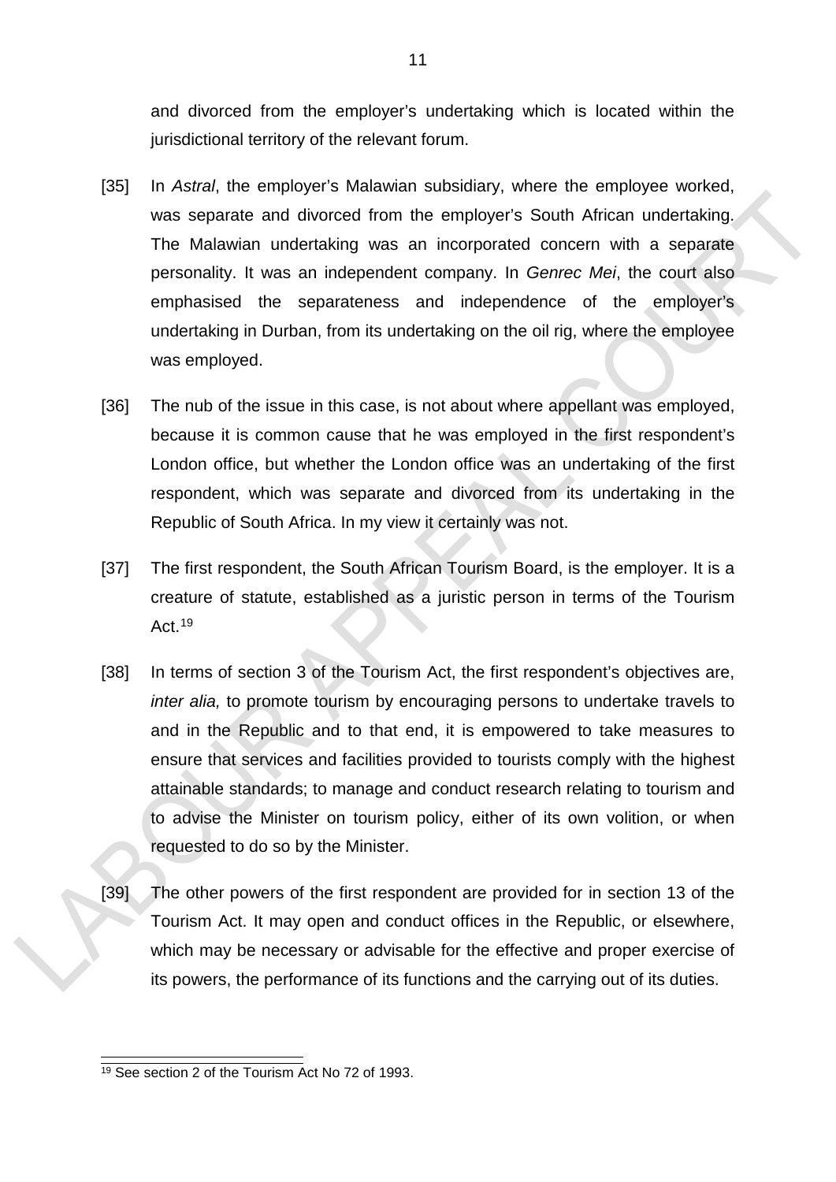and divorced from the employer's undertaking which is located within the jurisdictional territory of the relevant forum.

[35] In *Astral*, the employer's Malawian subsidiary, where the employee worked, was separate and divorced from the employer's South African undertaking. The Malawian undertaking was an incorporated concern with a separate personality. It was an independent company. In *Genrec Mei*, the court also emphasised the separateness and independence of the employer's undertaking in Durban, from its undertaking on the oil rig, where the employee was employed.

[36] The nub of the issue in this case, is not about where appellant was employed, because it is common cause that he was employed in the first respondent's London office, but whether the London office was an undertaking of the first respondent, which was separate and divorced from its undertaking in the Republic of South Africa. In my view it certainly was not.

[37] The first respondent, the South African Tourism Board, is the employer. It is a creature of statute, established as a juristic person in terms of the Tourism Act.[19]

[38] In terms of section 3 of the Tourism Act, the first respondent's objectives are, *inter alia,* to promote tourism by encouraging persons to undertake travels to and in the Republic and to that end, it is empowered to take measures to ensure that services and facilities provided to tourists comply with the highest attainable standards; to manage and conduct research relating to tourism and to advise the Minister on tourism policy, either of its own volition, or when requested to do so by the Minister.

[39] The other powers of the first respondent are provided for in section 13 of the Tourism Act. It may open and conduct offices in the Republic, or elsewhere, which may be necessary or advisable for the effective and proper exercise of its powers, the performance of its functions and the carrying out of its duties.

---

[19] See section 2 of the Tourism Act No 72 of 1993.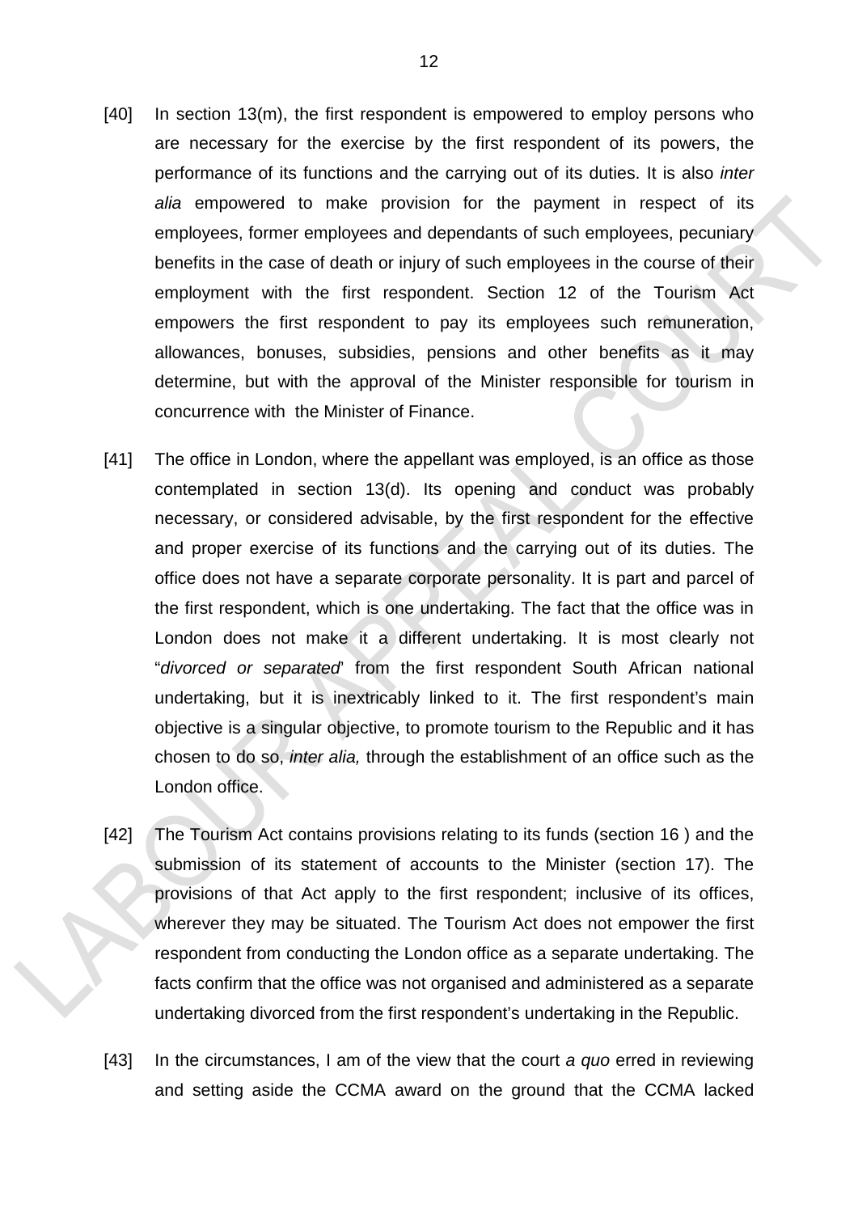[40] In section 13(m), the first respondent is empowered to employ persons who are necessary for the exercise by the first respondent of its powers, the performance of its functions and the carrying out of its duties. It is also *inter alia* empowered to make provision for the payment in respect of its employees, former employees and dependants of such employees, pecuniary benefits in the case of death or injury of such employees in the course of their employment with the first respondent. Section 12 of the Tourism Act empowers the first respondent to pay its employees such remuneration, allowances, bonuses, subsidies, pensions and other benefits as it may determine, but with the approval of the Minister responsible for tourism in concurrence with the Minister of Finance.

[41] The office in London, where the appellant was employed, is an office as those contemplated in section 13(d). Its opening and conduct was probably necessary, or considered advisable, by the first respondent for the effective and proper exercise of its functions and the carrying out of its duties. The office does not have a separate corporate personality. It is part and parcel of the first respondent, which is one undertaking. The fact that the office was in London does not make it a different undertaking. It is most clearly not "*divorced or separated*" from the first respondent South African national undertaking, but it is inextricably linked to it. The first respondent's main objective is a singular objective, to promote tourism to the Republic and it has chosen to do so, *inter alia,* through the establishment of an office such as the London office.

[42] The Tourism Act contains provisions relating to its funds (section 16 ) and the submission of its statement of accounts to the Minister (section 17). The provisions of that Act apply to the first respondent; inclusive of its offices, wherever they may be situated. The Tourism Act does not empower the first respondent from conducting the London office as a separate undertaking. The facts confirm that the office was not organised and administered as a separate undertaking divorced from the first respondent's undertaking in the Republic.

[43] In the circumstances, I am of the view that the court *a quo* erred in reviewing and setting aside the CCMA award on the ground that the CCMA lacked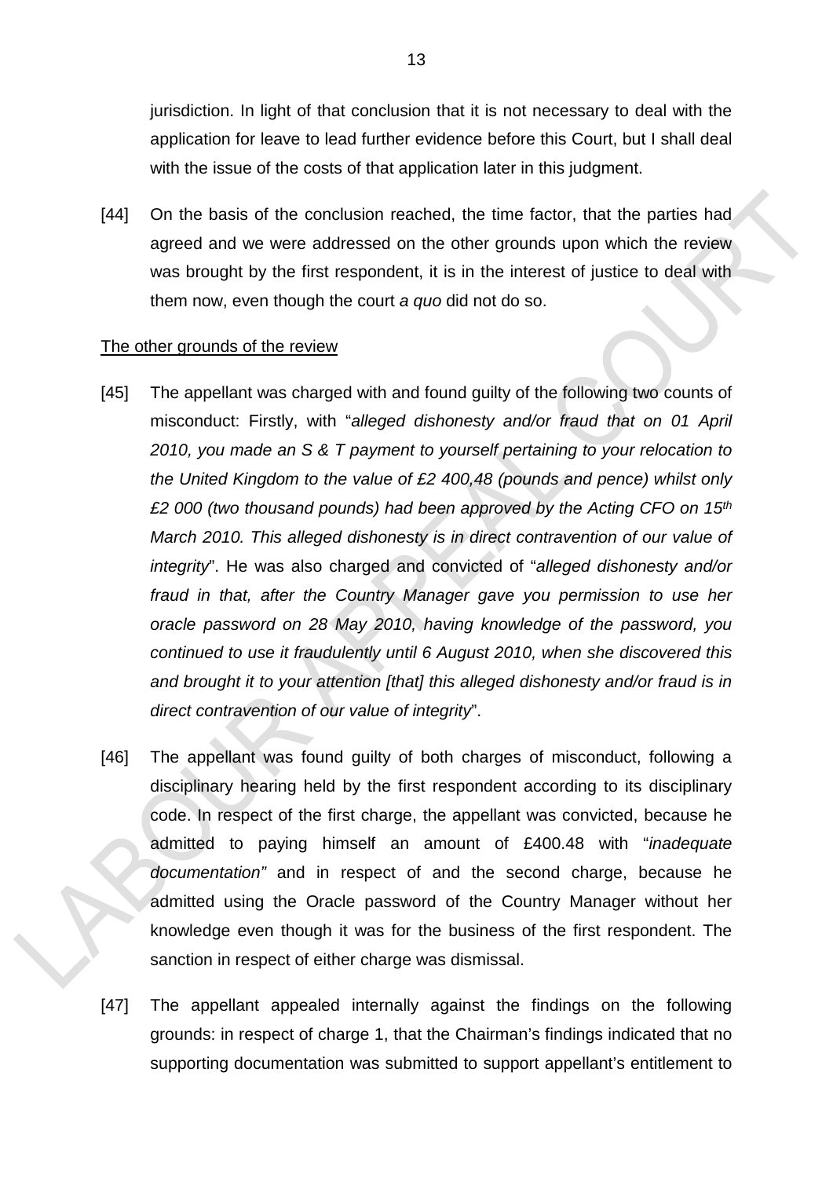jurisdiction. In light of that conclusion that it is not necessary to deal with the application for leave to lead further evidence before this Court, but I shall deal with the issue of the costs of that application later in this judgment.

[44] On the basis of the conclusion reached, the time factor, that the parties had agreed and we were addressed on the other grounds upon which the review was brought by the first respondent, it is in the interest of justice to deal with them now, even though the court *a quo* did not do so.

<u>The other grounds of the review</u>

[45] The appellant was charged with and found guilty of the following two counts of misconduct: Firstly, with "*alleged dishonesty and/or fraud that on 01 April 2010, you made an S & T payment to yourself pertaining to your relocation to the United Kingdom to the value of £2 400,48 (pounds and pence) whilst only £2 000 (two thousand pounds) had been approved by the Acting CFO on 15th March 2010. This alleged dishonesty is in direct contravention of our value of integrity*". He was also charged and convicted of "*alleged dishonesty and/or fraud in that, after the Country Manager gave you permission to use her oracle password on 28 May 2010, having knowledge of the password, you continued to use it fraudulently until 6 August 2010, when she discovered this and brought it to your attention [that] this alleged dishonesty and/or fraud is in direct contravention of our value of integrity*".

[46] The appellant was found guilty of both charges of misconduct, following a disciplinary hearing held by the first respondent according to its disciplinary code. In respect of the first charge, the appellant was convicted, because he admitted to paying himself an amount of £400.48 with "*inadequate documentation"* and in respect of and the second charge, because he admitted using the Oracle password of the Country Manager without her knowledge even though it was for the business of the first respondent. The sanction in respect of either charge was dismissal.

[47] The appellant appealed internally against the findings on the following grounds: in respect of charge 1, that the Chairman's findings indicated that no supporting documentation was submitted to support appellant's entitlement to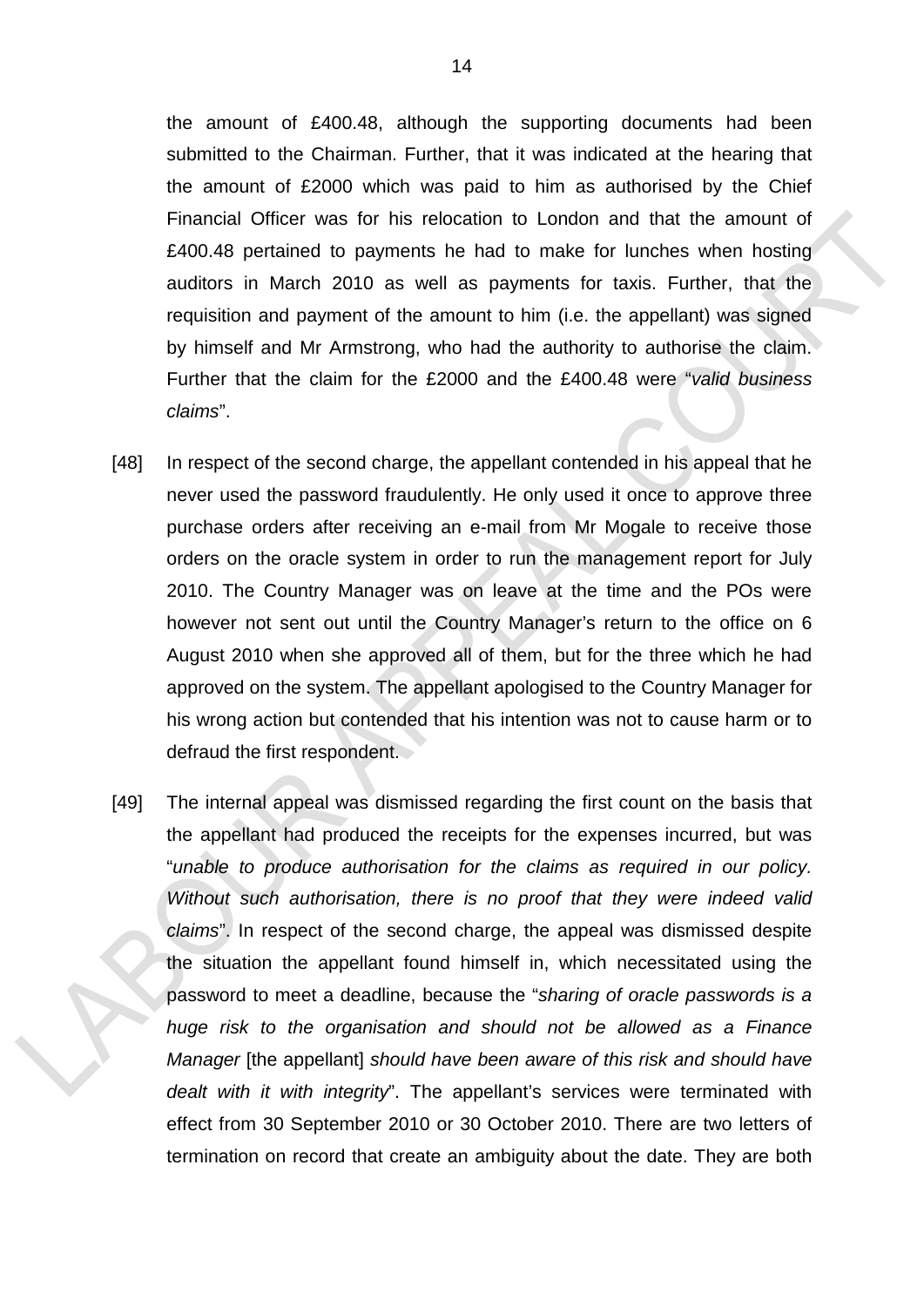the amount of £400.48, although the supporting documents had been submitted to the Chairman. Further, that it was indicated at the hearing that the amount of £2000 which was paid to him as authorised by the Chief Financial Officer was for his relocation to London and that the amount of £400.48 pertained to payments he had to make for lunches when hosting auditors in March 2010 as well as payments for taxis. Further, that the requisition and payment of the amount to him (i.e. the appellant) was signed by himself and Mr Armstrong, who had the authority to authorise the claim. Further that the claim for the £2000 and the £400.48 were "*valid business claims*".

[48] In respect of the second charge, the appellant contended in his appeal that he never used the password fraudulently. He only used it once to approve three purchase orders after receiving an e-mail from Mr Mogale to receive those orders on the oracle system in order to run the management report for July 2010. The Country Manager was on leave at the time and the POs were however not sent out until the Country Manager's return to the office on 6 August 2010 when she approved all of them, but for the three which he had approved on the system. The appellant apologised to the Country Manager for his wrong action but contended that his intention was not to cause harm or to defraud the first respondent.

[49] The internal appeal was dismissed regarding the first count on the basis that the appellant had produced the receipts for the expenses incurred, but was "*unable to produce authorisation for the claims as required in our policy. Without such authorisation, there is no proof that they were indeed valid claims*". In respect of the second charge, the appeal was dismissed despite the situation the appellant found himself in, which necessitated using the password to meet a deadline, because the "*sharing of oracle passwords is a huge risk to the organisation and should not be allowed as a Finance Manager* [the appellant] *should have been aware of this risk and should have dealt with it with integrity*". The appellant's services were terminated with effect from 30 September 2010 or 30 October 2010. There are two letters of termination on record that create an ambiguity about the date. They are both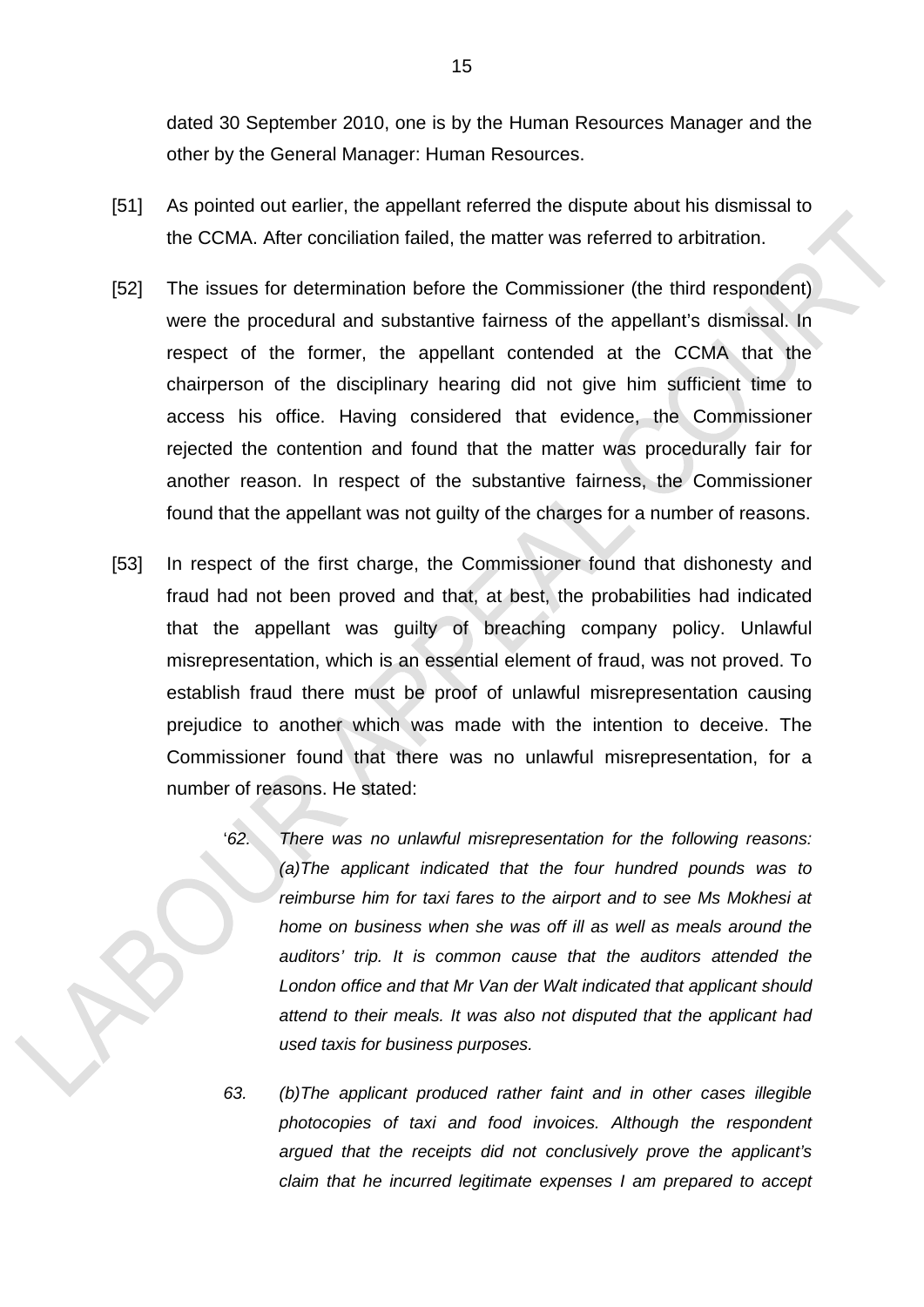dated 30 September 2010, one is by the Human Resources Manager and the other by the General Manager: Human Resources.

[51] As pointed out earlier, the appellant referred the dispute about his dismissal to the CCMA. After conciliation failed, the matter was referred to arbitration.

[52] The issues for determination before the Commissioner (the third respondent) were the procedural and substantive fairness of the appellant's dismissal. In respect of the former, the appellant contended at the CCMA that the chairperson of the disciplinary hearing did not give him sufficient time to access his office. Having considered that evidence, the Commissioner rejected the contention and found that the matter was procedurally fair for another reason. In respect of the substantive fairness, the Commissioner found that the appellant was not guilty of the charges for a number of reasons.

[53] In respect of the first charge, the Commissioner found that dishonesty and fraud had not been proved and that, at best, the probabilities had indicated that the appellant was guilty of breaching company policy. Unlawful misrepresentation, which is an essential element of fraud, was not proved. To establish fraud there must be proof of unlawful misrepresentation causing prejudice to another which was made with the intention to deceive. The Commissioner found that there was no unlawful misrepresentation, for a number of reasons. He stated:

> '*62. There was no unlawful misrepresentation for the following reasons: (a)The applicant indicated that the four hundred pounds was to reimburse him for taxi fares to the airport and to see Ms Mokhesi at home on business when she was off ill as well as meals around the auditors' trip. It is common cause that the auditors attended the London office and that Mr Van der Walt indicated that applicant should attend to their meals. It was also not disputed that the applicant had used taxis for business purposes.*
>
> *63. (b)The applicant produced rather faint and in other cases illegible photocopies of taxi and food invoices. Although the respondent argued that the receipts did not conclusively prove the applicant's claim that he incurred legitimate expenses I am prepared to accept*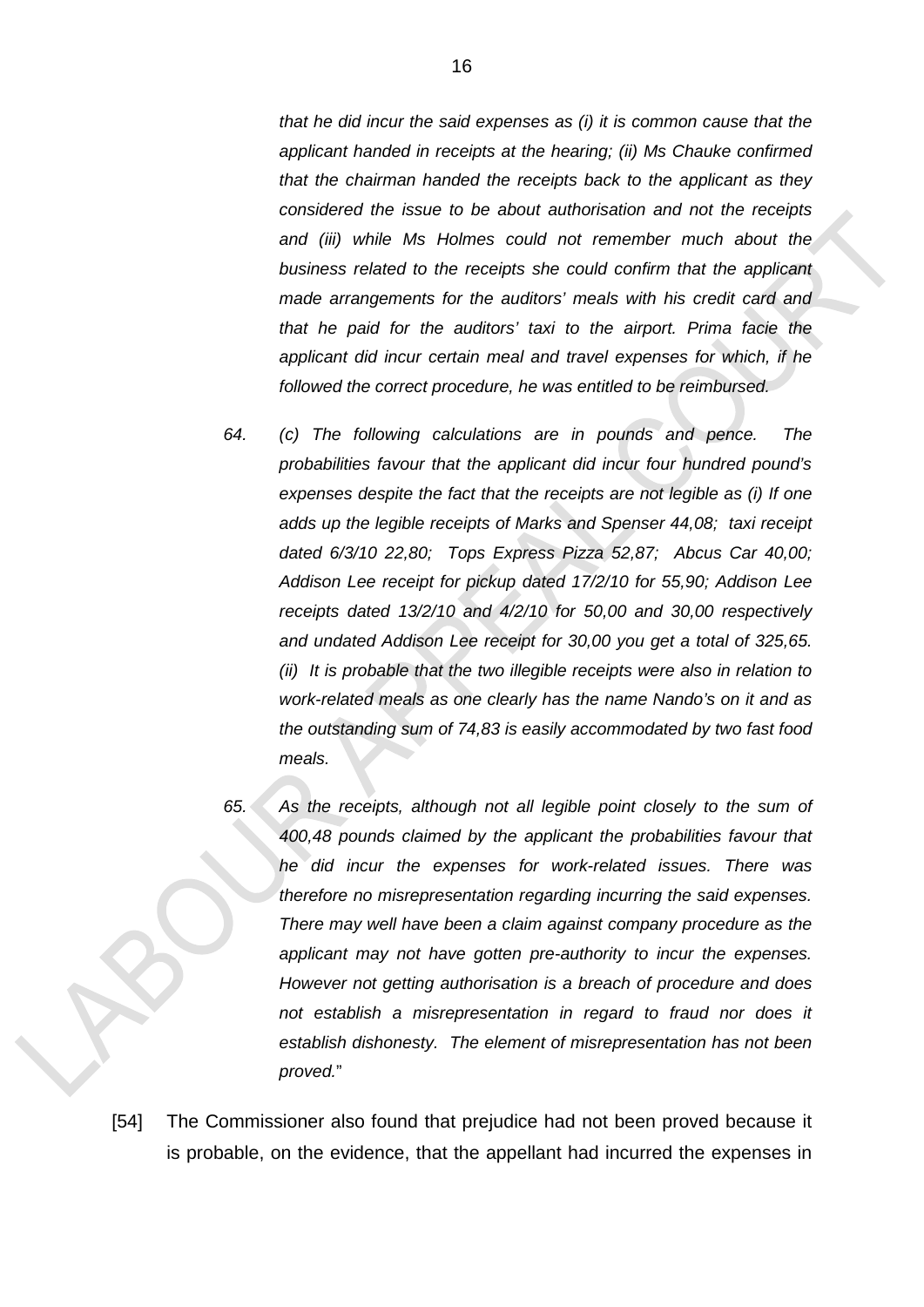*that he did incur the said expenses as (i) it is common cause that the applicant handed in receipts at the hearing; (ii) Ms Chauke confirmed that the chairman handed the receipts back to the applicant as they considered the issue to be about authorisation and not the receipts and (iii) while Ms Holmes could not remember much about the business related to the receipts she could confirm that the applicant made arrangements for the auditors' meals with his credit card and that he paid for the auditors' taxi to the airport. Prima facie the applicant did incur certain meal and travel expenses for which, if he followed the correct procedure, he was entitled to be reimbursed.*

*64. (c) The following calculations are in pounds and pence. The probabilities favour that the applicant did incur four hundred pound's expenses despite the fact that the receipts are not legible as (i) If one adds up the legible receipts of Marks and Spenser 44,08; taxi receipt dated 6/3/10 22,80; Tops Express Pizza 52,87; Abcus Car 40,00; Addison Lee receipt for pickup dated 17/2/10 for 55,90; Addison Lee receipts dated 13/2/10 and 4/2/10 for 50,00 and 30,00 respectively and undated Addison Lee receipt for 30,00 you get a total of 325,65. (ii) It is probable that the two illegible receipts were also in relation to work-related meals as one clearly has the name Nando's on it and as the outstanding sum of 74,83 is easily accommodated by two fast food meals.*

*65. As the receipts, although not all legible point closely to the sum of 400,48 pounds claimed by the applicant the probabilities favour that he did incur the expenses for work-related issues. There was therefore no misrepresentation regarding incurring the said expenses. There may well have been a claim against company procedure as the applicant may not have gotten pre-authority to incur the expenses. However not getting authorisation is a breach of procedure and does not establish a misrepresentation in regard to fraud nor does it establish dishonesty. The element of misrepresentation has not been proved.*"

[54] The Commissioner also found that prejudice had not been proved because it is probable, on the evidence, that the appellant had incurred the expenses in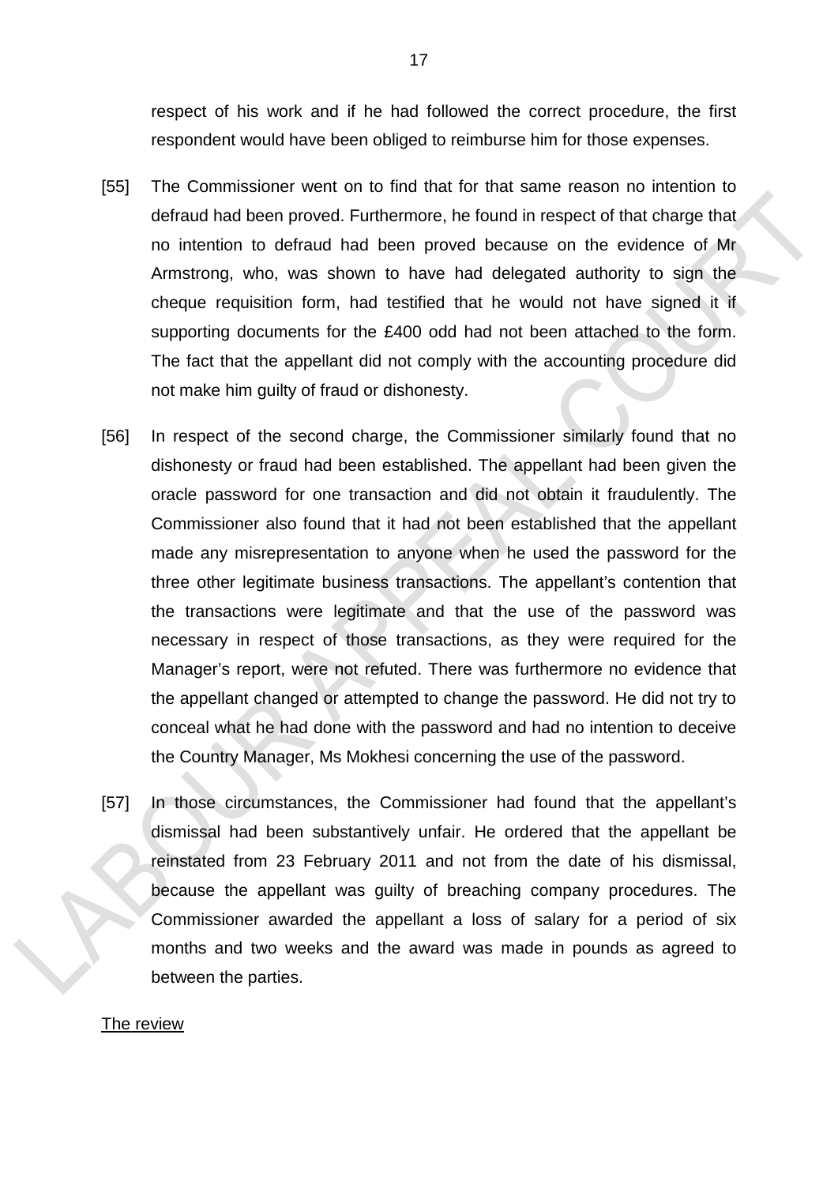respect of his work and if he had followed the correct procedure, the first respondent would have been obliged to reimburse him for those expenses.

[55] The Commissioner went on to find that for that same reason no intention to defraud had been proved. Furthermore, he found in respect of that charge that no intention to defraud had been proved because on the evidence of Mr Armstrong, who, was shown to have had delegated authority to sign the cheque requisition form, had testified that he would not have signed it if supporting documents for the £400 odd had not been attached to the form. The fact that the appellant did not comply with the accounting procedure did not make him guilty of fraud or dishonesty.

[56] In respect of the second charge, the Commissioner similarly found that no dishonesty or fraud had been established. The appellant had been given the oracle password for one transaction and did not obtain it fraudulently. The Commissioner also found that it had not been established that the appellant made any misrepresentation to anyone when he used the password for the three other legitimate business transactions. The appellant's contention that the transactions were legitimate and that the use of the password was necessary in respect of those transactions, as they were required for the Manager's report, were not refuted. There was furthermore no evidence that the appellant changed or attempted to change the password. He did not try to conceal what he had done with the password and had no intention to deceive the Country Manager, Ms Mokhesi concerning the use of the password.

[57] In those circumstances, the Commissioner had found that the appellant's dismissal had been substantively unfair. He ordered that the appellant be reinstated from 23 February 2011 and not from the date of his dismissal, because the appellant was guilty of breaching company procedures. The Commissioner awarded the appellant a loss of salary for a period of six months and two weeks and the award was made in pounds as agreed to between the parties.

<u>The review</u>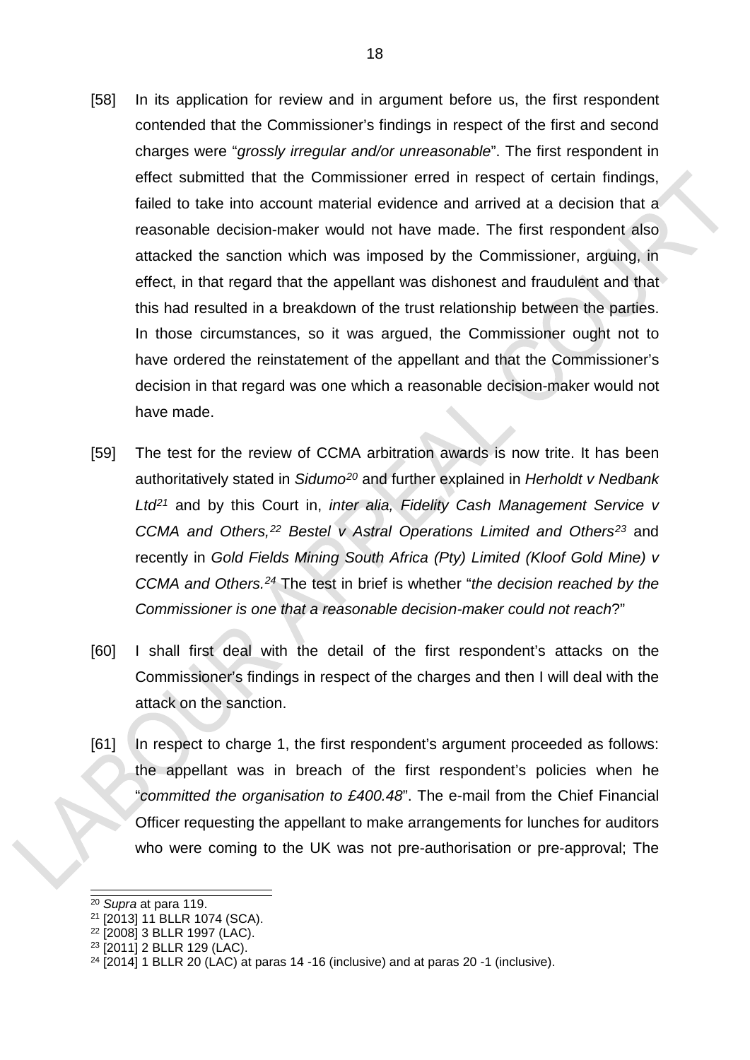[58] In its application for review and in argument before us, the first respondent contended that the Commissioner's findings in respect of the first and second charges were "*grossly irregular and/or unreasonable*". The first respondent in effect submitted that the Commissioner erred in respect of certain findings, failed to take into account material evidence and arrived at a decision that a reasonable decision-maker would not have made. The first respondent also attacked the sanction which was imposed by the Commissioner, arguing, in effect, in that regard that the appellant was dishonest and fraudulent and that this had resulted in a breakdown of the trust relationship between the parties. In those circumstances, so it was argued, the Commissioner ought not to have ordered the reinstatement of the appellant and that the Commissioner's decision in that regard was one which a reasonable decision-maker would not have made.

[59] The test for the review of CCMA arbitration awards is now trite. It has been authoritatively stated in *Sidumo*[20] and further explained in *Herholdt v Nedbank Ltd*[21] and by this Court in, *inter alia, Fidelity Cash Management Service v CCMA and Others,*[22] *Bestel v Astral Operations Limited and Others*[23] and recently in *Gold Fields Mining South Africa (Pty) Limited (Kloof Gold Mine) v CCMA and Others.*[24] The test in brief is whether "*the decision reached by the Commissioner is one that a reasonable decision-maker could not reach*?"

[60] I shall first deal with the detail of the first respondent's attacks on the Commissioner's findings in respect of the charges and then I will deal with the attack on the sanction.

[61] In respect to charge 1, the first respondent's argument proceeded as follows: the appellant was in breach of the first respondent's policies when he "*committed the organisation to £400.48*". The e-mail from the Chief Financial Officer requesting the appellant to make arrangements for lunches for auditors who were coming to the UK was not pre-authorisation or pre-approval; The

---

[20] *Supra* at para 119.
[21] [2013] 11 BLLR 1074 (SCA).
[22] [2008] 3 BLLR 1997 (LAC).
[23] [2011] 2 BLLR 129 (LAC).
[24] [2014] 1 BLLR 20 (LAC) at paras 14 -16 (inclusive) and at paras 20 -1 (inclusive).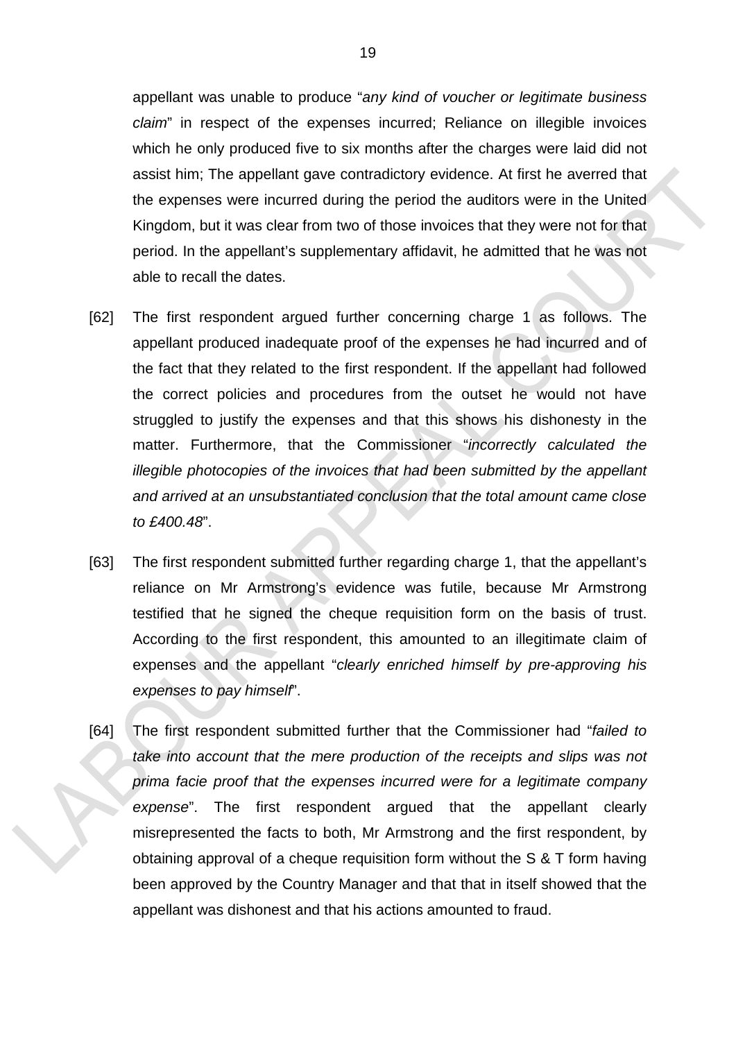appellant was unable to produce "*any kind of voucher or legitimate business claim*" in respect of the expenses incurred; Reliance on illegible invoices which he only produced five to six months after the charges were laid did not assist him; The appellant gave contradictory evidence. At first he averred that the expenses were incurred during the period the auditors were in the United Kingdom, but it was clear from two of those invoices that they were not for that period. In the appellant's supplementary affidavit, he admitted that he was not able to recall the dates.

[62] The first respondent argued further concerning charge 1 as follows. The appellant produced inadequate proof of the expenses he had incurred and of the fact that they related to the first respondent. If the appellant had followed the correct policies and procedures from the outset he would not have struggled to justify the expenses and that this shows his dishonesty in the matter. Furthermore, that the Commissioner "*incorrectly calculated the illegible photocopies of the invoices that had been submitted by the appellant and arrived at an unsubstantiated conclusion that the total amount came close to £400.48*".

[63] The first respondent submitted further regarding charge 1, that the appellant's reliance on Mr Armstrong's evidence was futile, because Mr Armstrong testified that he signed the cheque requisition form on the basis of trust. According to the first respondent, this amounted to an illegitimate claim of expenses and the appellant "*clearly enriched himself by pre-approving his expenses to pay himself*".

[64] The first respondent submitted further that the Commissioner had "*failed to take into account that the mere production of the receipts and slips was not prima facie proof that the expenses incurred were for a legitimate company expense*". The first respondent argued that the appellant clearly misrepresented the facts to both, Mr Armstrong and the first respondent, by obtaining approval of a cheque requisition form without the S & T form having been approved by the Country Manager and that that in itself showed that the appellant was dishonest and that his actions amounted to fraud.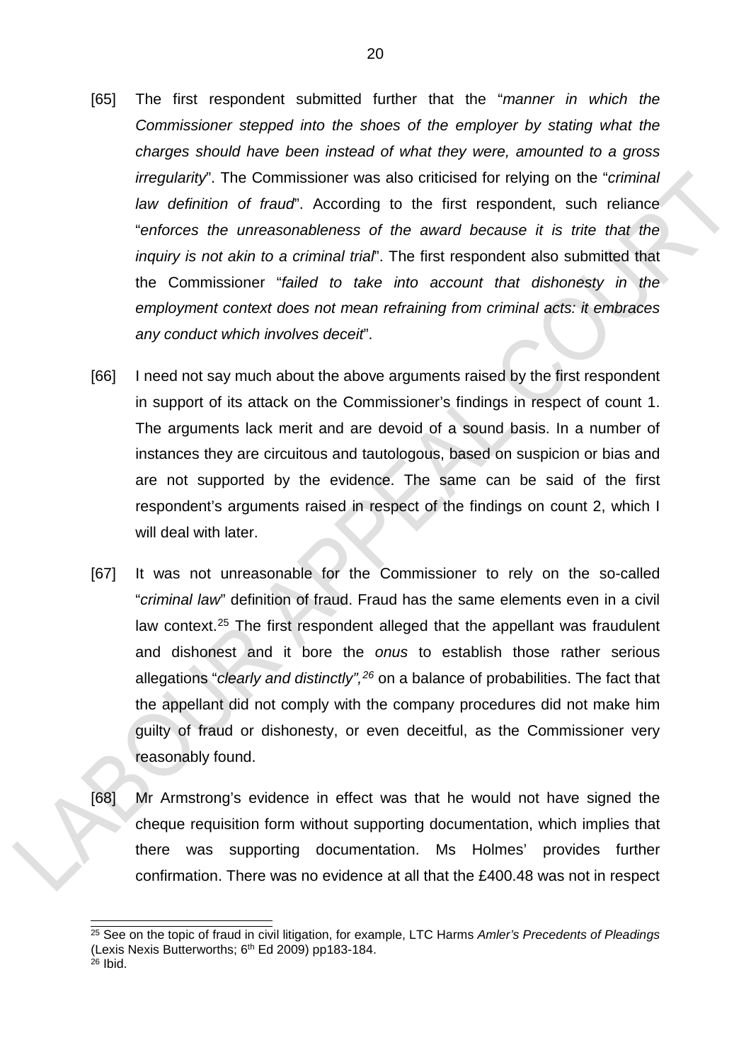[65] The first respondent submitted further that the "*manner in which the Commissioner stepped into the shoes of the employer by stating what the charges should have been instead of what they were, amounted to a gross irregularity*". The Commissioner was also criticised for relying on the "*criminal law definition of fraud*". According to the first respondent, such reliance "*enforces the unreasonableness of the award because it is trite that the inquiry is not akin to a criminal trial*". The first respondent also submitted that the Commissioner "*failed to take into account that dishonesty in the employment context does not mean refraining from criminal acts: it embraces any conduct which involves deceit*".

[66] I need not say much about the above arguments raised by the first respondent in support of its attack on the Commissioner's findings in respect of count 1. The arguments lack merit and are devoid of a sound basis. In a number of instances they are circuitous and tautologous, based on suspicion or bias and are not supported by the evidence. The same can be said of the first respondent's arguments raised in respect of the findings on count 2, which I will deal with later.

[67] It was not unreasonable for the Commissioner to rely on the so-called "*criminal law*" definition of fraud. Fraud has the same elements even in a civil law context.[25] The first respondent alleged that the appellant was fraudulent and dishonest and it bore the *onus* to establish those rather serious allegations "*clearly and distinctly",*[26] on a balance of probabilities. The fact that the appellant did not comply with the company procedures did not make him guilty of fraud or dishonesty, or even deceitful, as the Commissioner very reasonably found.

[68] Mr Armstrong's evidence in effect was that he would not have signed the cheque requisition form without supporting documentation, which implies that there was supporting documentation. Ms Holmes' provides further confirmation. There was no evidence at all that the £400.48 was not in respect

---

[25] See on the topic of fraud in civil litigation, for example, LTC Harms *Amler's Precedents of Pleadings* (Lexis Nexis Butterworths; 6th Ed 2009) pp183-184.

[26] Ibid.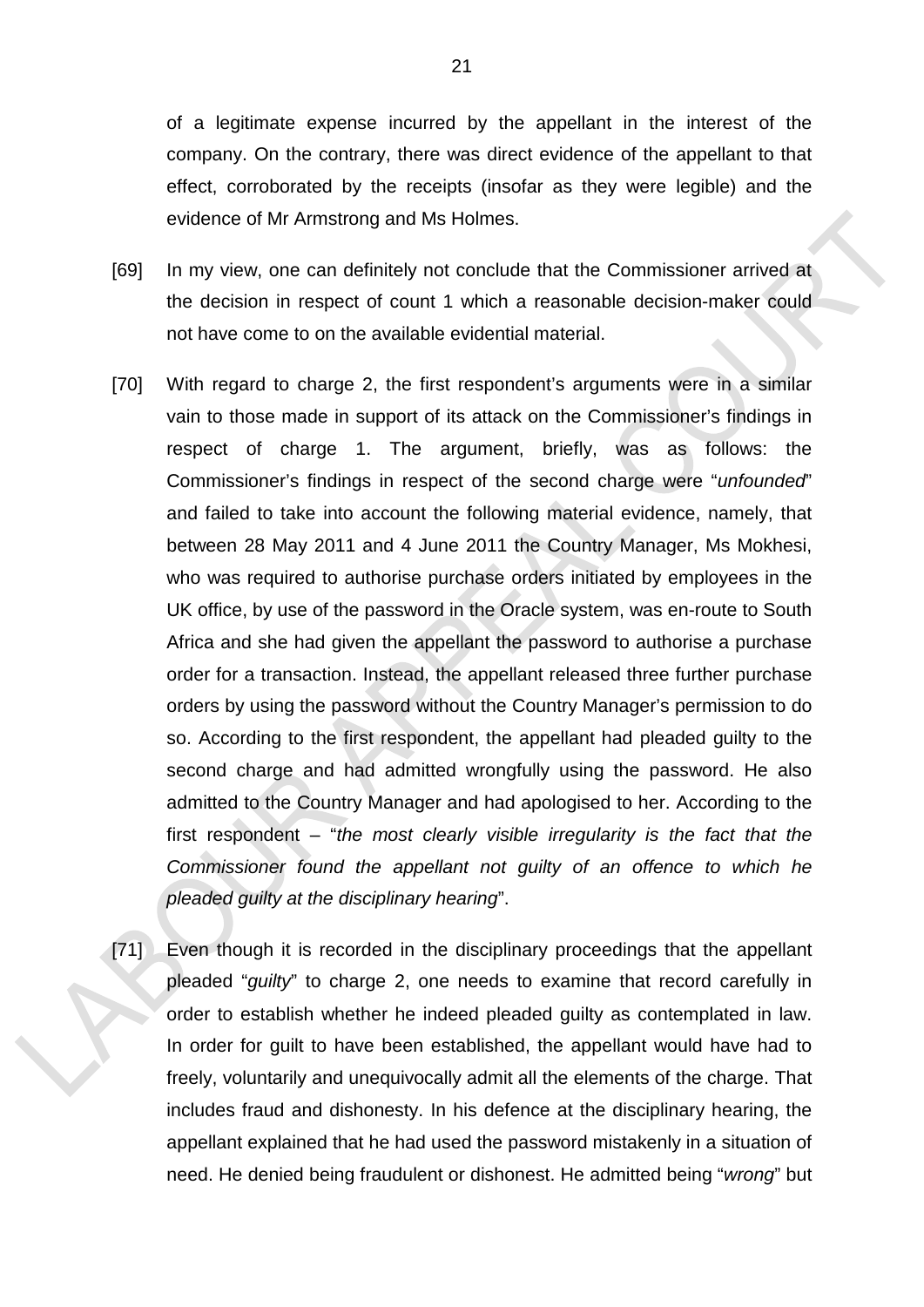of a legitimate expense incurred by the appellant in the interest of the company. On the contrary, there was direct evidence of the appellant to that effect, corroborated by the receipts (insofar as they were legible) and the evidence of Mr Armstrong and Ms Holmes.

[69] In my view, one can definitely not conclude that the Commissioner arrived at the decision in respect of count 1 which a reasonable decision-maker could not have come to on the available evidential material.

[70] With regard to charge 2, the first respondent's arguments were in a similar vain to those made in support of its attack on the Commissioner's findings in respect of charge 1. The argument, briefly, was as follows: the Commissioner's findings in respect of the second charge were "*unfounded*" and failed to take into account the following material evidence, namely, that between 28 May 2011 and 4 June 2011 the Country Manager, Ms Mokhesi, who was required to authorise purchase orders initiated by employees in the UK office, by use of the password in the Oracle system, was en-route to South Africa and she had given the appellant the password to authorise a purchase order for a transaction. Instead, the appellant released three further purchase orders by using the password without the Country Manager's permission to do so. According to the first respondent, the appellant had pleaded guilty to the second charge and had admitted wrongfully using the password. He also admitted to the Country Manager and had apologised to her. According to the first respondent – "*the most clearly visible irregularity is the fact that the Commissioner found the appellant not guilty of an offence to which he pleaded guilty at the disciplinary hearing*".

[71] Even though it is recorded in the disciplinary proceedings that the appellant pleaded "*guilty*" to charge 2, one needs to examine that record carefully in order to establish whether he indeed pleaded guilty as contemplated in law. In order for guilt to have been established, the appellant would have had to freely, voluntarily and unequivocally admit all the elements of the charge. That includes fraud and dishonesty. In his defence at the disciplinary hearing, the appellant explained that he had used the password mistakenly in a situation of need. He denied being fraudulent or dishonest. He admitted being "*wrong*" but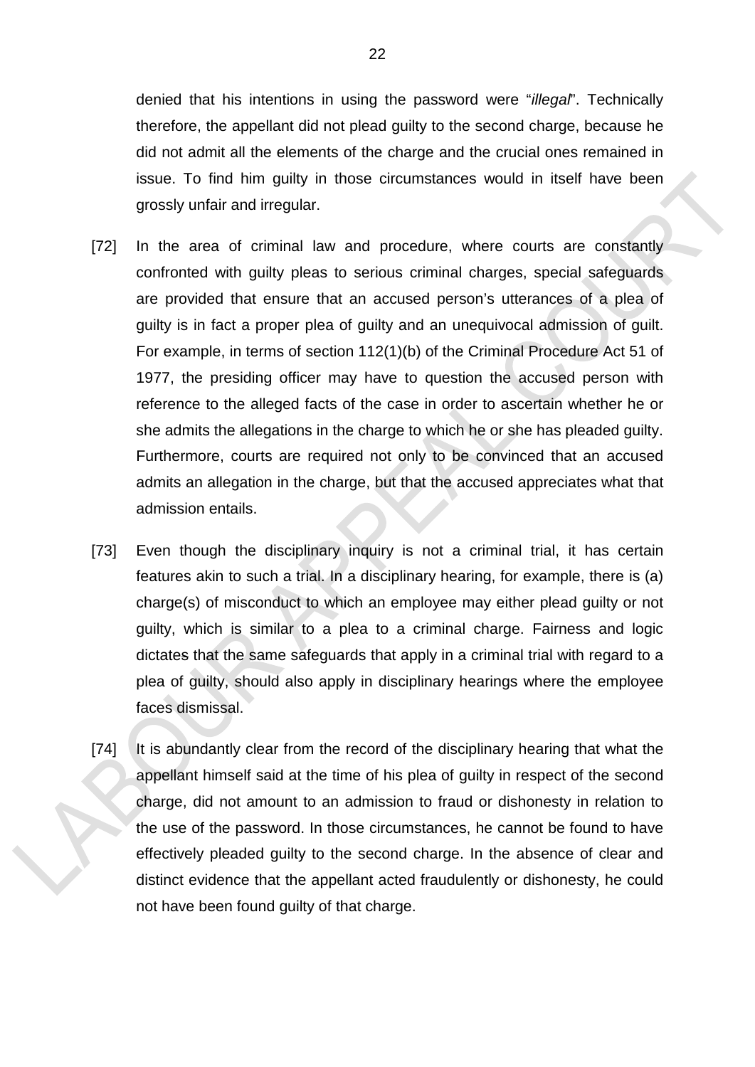denied that his intentions in using the password were "*illegal*". Technically therefore, the appellant did not plead guilty to the second charge, because he did not admit all the elements of the charge and the crucial ones remained in issue. To find him guilty in those circumstances would in itself have been grossly unfair and irregular.

[72] In the area of criminal law and procedure, where courts are constantly confronted with guilty pleas to serious criminal charges, special safeguards are provided that ensure that an accused person's utterances of a plea of guilty is in fact a proper plea of guilty and an unequivocal admission of guilt. For example, in terms of section 112(1)(b) of the Criminal Procedure Act 51 of 1977, the presiding officer may have to question the accused person with reference to the alleged facts of the case in order to ascertain whether he or she admits the allegations in the charge to which he or she has pleaded guilty. Furthermore, courts are required not only to be convinced that an accused admits an allegation in the charge, but that the accused appreciates what that admission entails.

[73] Even though the disciplinary inquiry is not a criminal trial, it has certain features akin to such a trial. In a disciplinary hearing, for example, there is (a) charge(s) of misconduct to which an employee may either plead guilty or not guilty, which is similar to a plea to a criminal charge. Fairness and logic dictates that the same safeguards that apply in a criminal trial with regard to a plea of guilty, should also apply in disciplinary hearings where the employee faces dismissal.

[74] It is abundantly clear from the record of the disciplinary hearing that what the appellant himself said at the time of his plea of guilty in respect of the second charge, did not amount to an admission to fraud or dishonesty in relation to the use of the password. In those circumstances, he cannot be found to have effectively pleaded guilty to the second charge. In the absence of clear and distinct evidence that the appellant acted fraudulently or dishonesty, he could not have been found guilty of that charge.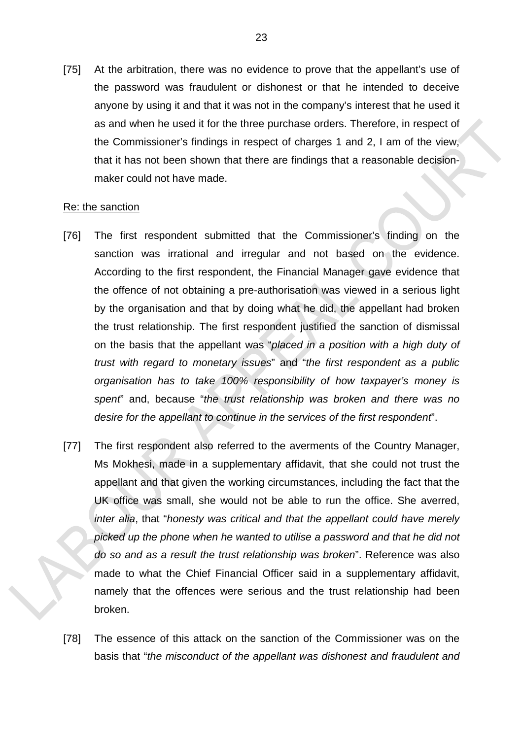[75] At the arbitration, there was no evidence to prove that the appellant's use of the password was fraudulent or dishonest or that he intended to deceive anyone by using it and that it was not in the company's interest that he used it as and when he used it for the three purchase orders. Therefore, in respect of the Commissioner's findings in respect of charges 1 and 2, I am of the view, that it has not been shown that there are findings that a reasonable decision-maker could not have made.

Re: the sanction

[76] The first respondent submitted that the Commissioner's finding on the sanction was irrational and irregular and not based on the evidence. According to the first respondent, the Financial Manager gave evidence that the offence of not obtaining a pre-authorisation was viewed in a serious light by the organisation and that by doing what he did, the appellant had broken the trust relationship. The first respondent justified the sanction of dismissal on the basis that the appellant was "*placed in a position with a high duty of trust with regard to monetary issues*" and "*the first respondent as a public organisation has to take 100% responsibility of how taxpayer's money is spent*" and, because "*the trust relationship was broken and there was no desire for the appellant to continue in the services of the first respondent*".

[77] The first respondent also referred to the averments of the Country Manager, Ms Mokhesi, made in a supplementary affidavit, that she could not trust the appellant and that given the working circumstances, including the fact that the UK office was small, she would not be able to run the office. She averred, *inter alia*, that "*honesty was critical and that the appellant could have merely picked up the phone when he wanted to utilise a password and that he did not do so and as a result the trust relationship was broken*". Reference was also made to what the Chief Financial Officer said in a supplementary affidavit, namely that the offences were serious and the trust relationship had been broken.

[78] The essence of this attack on the sanction of the Commissioner was on the basis that "*the misconduct of the appellant was dishonest and fraudulent and*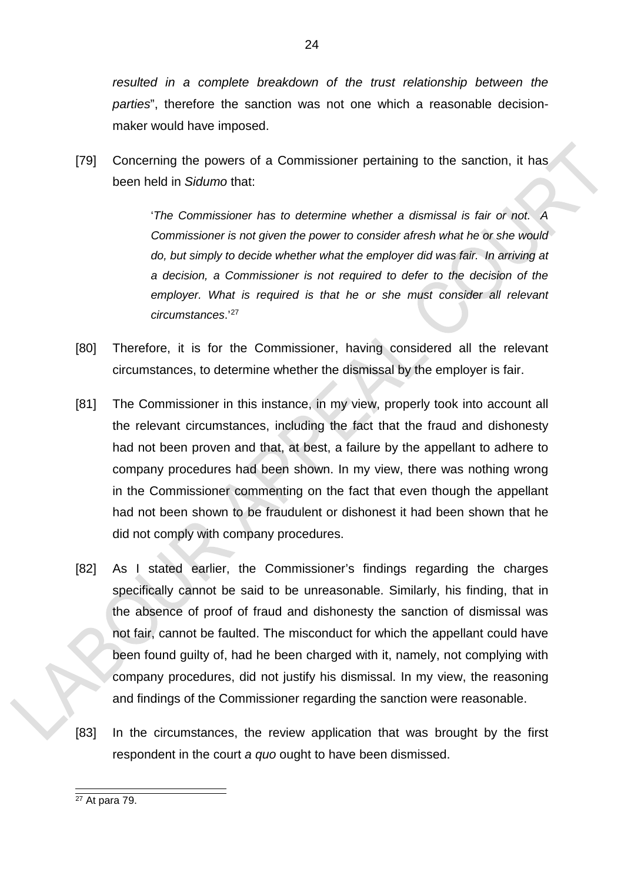*resulted in a complete breakdown of the trust relationship between the parties*", therefore the sanction was not one which a reasonable decision-maker would have imposed.

[79] Concerning the powers of a Commissioner pertaining to the sanction, it has been held in *Sidumo* that:

> '*The Commissioner has to determine whether a dismissal is fair or not. A Commissioner is not given the power to consider afresh what he or she would do, but simply to decide whether what the employer did was fair. In arriving at a decision, a Commissioner is not required to defer to the decision of the employer. What is required is that he or she must consider all relevant circumstances*.'[27]

[80] Therefore, it is for the Commissioner, having considered all the relevant circumstances, to determine whether the dismissal by the employer is fair.

[81] The Commissioner in this instance, in my view, properly took into account all the relevant circumstances, including the fact that the fraud and dishonesty had not been proven and that, at best, a failure by the appellant to adhere to company procedures had been shown. In my view, there was nothing wrong in the Commissioner commenting on the fact that even though the appellant had not been shown to be fraudulent or dishonest it had been shown that he did not comply with company procedures.

[82] As I stated earlier, the Commissioner's findings regarding the charges specifically cannot be said to be unreasonable. Similarly, his finding, that in the absence of proof of fraud and dishonesty the sanction of dismissal was not fair, cannot be faulted. The misconduct for which the appellant could have been found guilty of, had he been charged with it, namely, not complying with company procedures, did not justify his dismissal. In my view, the reasoning and findings of the Commissioner regarding the sanction were reasonable.

[83] In the circumstances, the review application that was brought by the first respondent in the court *a quo* ought to have been dismissed.

---

[27] At para 79.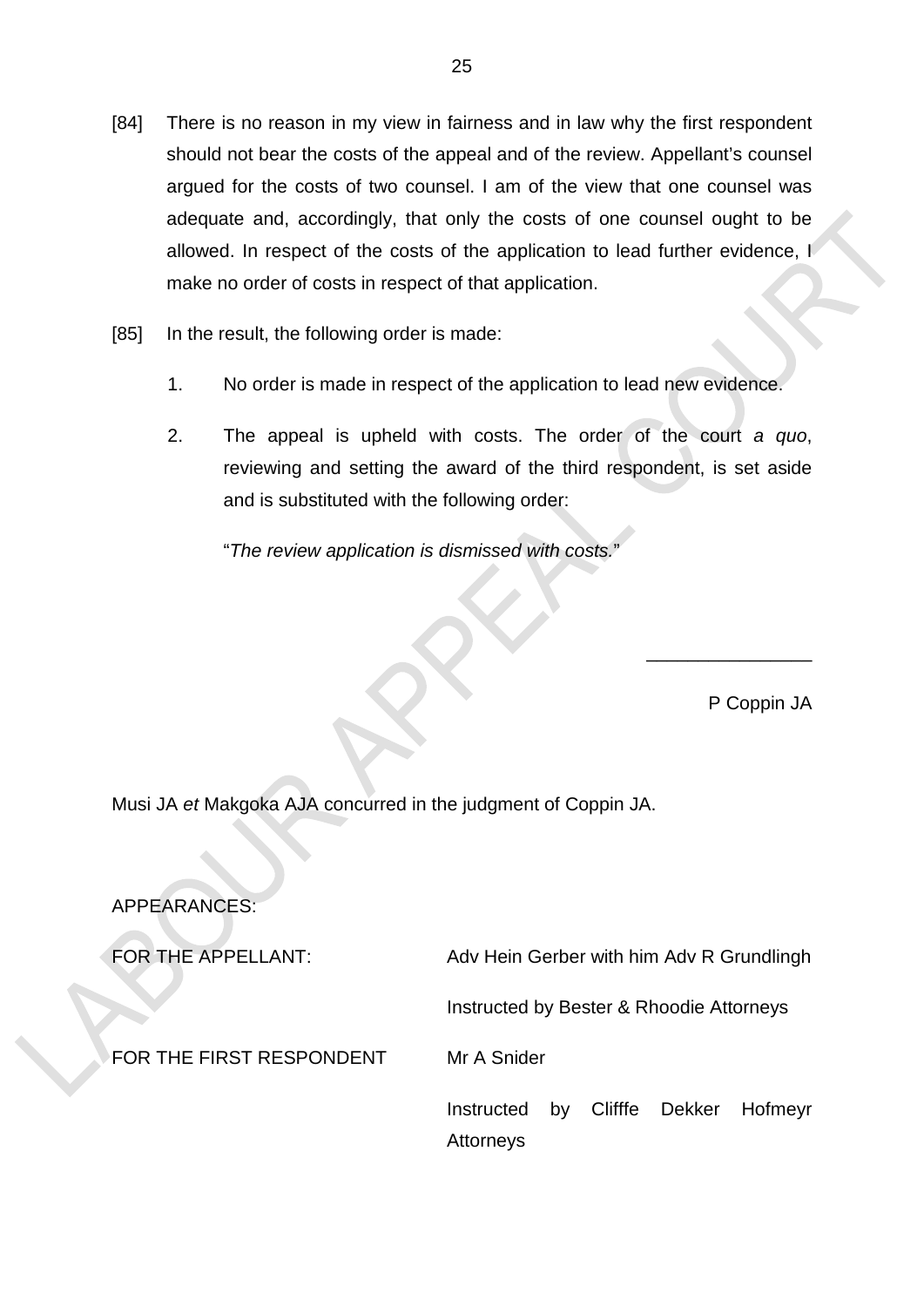[84] There is no reason in my view in fairness and in law why the first respondent should not bear the costs of the appeal and of the review. Appellant's counsel argued for the costs of two counsel. I am of the view that one counsel was adequate and, accordingly, that only the costs of one counsel ought to be allowed. In respect of the costs of the application to lead further evidence, I make no order of costs in respect of that application.

[85] In the result, the following order is made:

1. No order is made in respect of the application to lead new evidence.

2. The appeal is upheld with costs. The order of the court *a quo*, reviewing and setting the award of the third respondent, is set aside and is substituted with the following order:

   "*The review application is dismissed with costs.*"

\_\_\_\_\_\_\_\_\_\_\_\_\_\_\_\_

P Coppin JA

Musi JA *et* Makgoka AJA concurred in the judgment of Coppin JA.

APPEARANCES:

| | |
|---|---|
| FOR THE APPELLANT: | Adv Hein Gerber with him Adv R Grundlingh |
| | Instructed by Bester & Rhoodie Attorneys |
| FOR THE FIRST RESPONDENT | Mr A Snider |
| | Instructed by Clifffe Dekker Hofmeyr Attorneys |